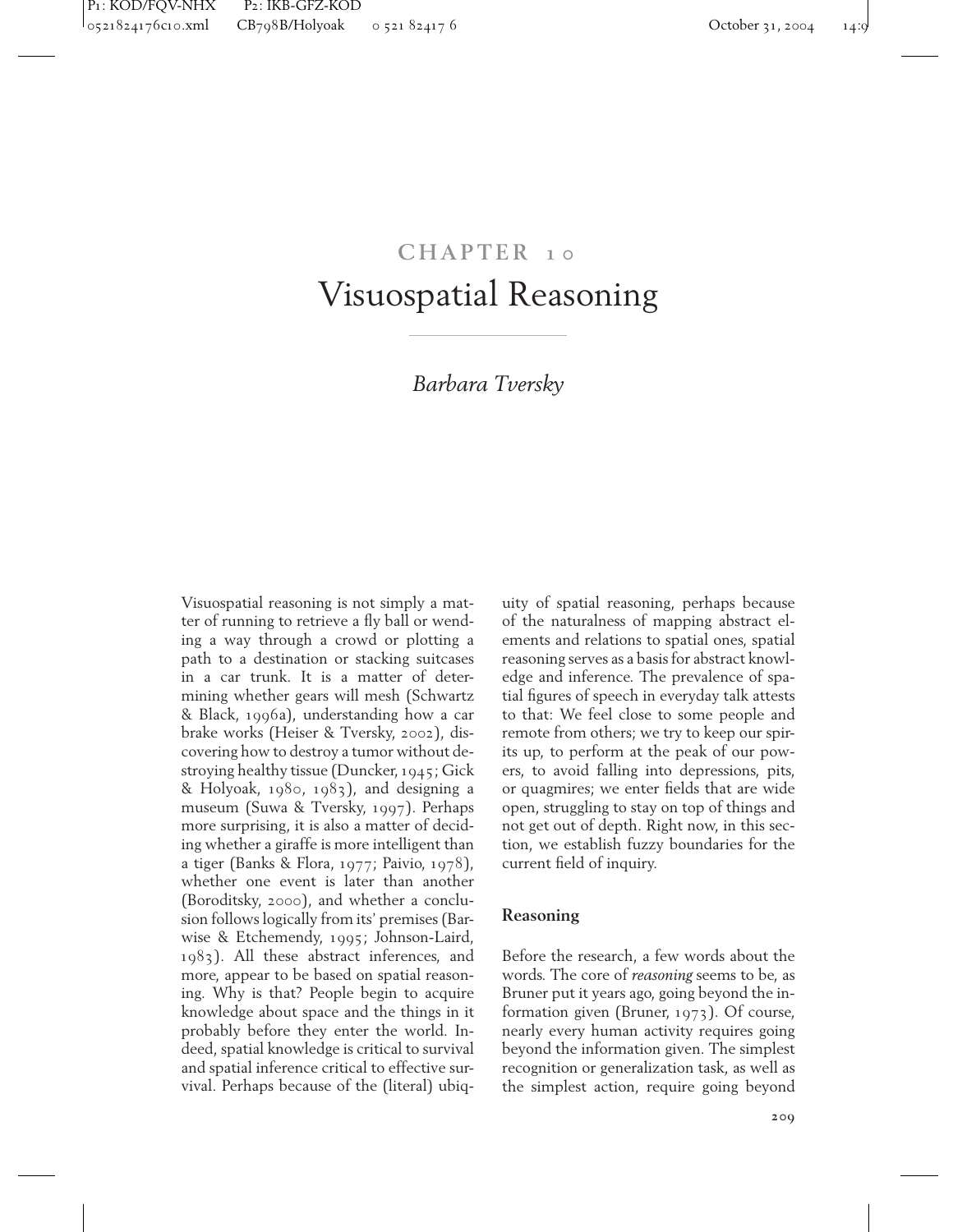# CHAPTER 10

# Visuospatial Reasoning

*Barbara Tversky*

Visuospatial reasoning is not simply a matter of running to retrieve a fly ball or wending a way through a crowd or plotting a path to a destination or stacking suitcases in a car trunk. It is a matter of determining whether gears will mesh (Schwartz & Black, 1996a), understanding how a car brake works (Heiser & Tversky, 2002), discovering how to destroy a tumor without destroying healthy tissue (Duncker, 1945; Gick & Holyoak, 1980, 1983), and designing a museum (Suwa & Tversky, 1997). Perhaps more surprising, it is also a matter of deciding whether a giraffe is more intelligent than a tiger (Banks & Flora, 1977; Paivio, 1978), whether one event is later than another (Boroditsky, 2000), and whether a conclusion follows logically from its' premises (Barwise & Etchemendy, 1995; Johnson-Laird, 1983). All these abstract inferences, and more, appear to be based on spatial reasoning. Why is that? People begin to acquire knowledge about space and the things in it probably before they enter the world. Indeed, spatial knowledge is critical to survival and spatial inference critical to effective survival. Perhaps because of the (literal) ubiquity of spatial reasoning, perhaps because of the naturalness of mapping abstract elements and relations to spatial ones, spatial reasoning serves as a basis for abstract knowledge and inference. The prevalence of spatial figures of speech in everyday talk attests to that: We feel close to some people and remote from others; we try to keep our spirits up, to perform at the peak of our powers, to avoid falling into depressions, pits, or quagmires; we enter fields that are wide open, struggling to stay on top of things and not get out of depth. Right now, in this section, we establish fuzzy boundaries for the current field of inquiry.

## Reasoning

Before the research, a few words about the words. The core of *reasoning* seems to be, as Bruner put it years ago, going beyond the information given (Bruner, 1973). Of course, nearly every human activity requires going beyond the information given. The simplest recognition or generalization task, as well as the simplest action, require going beyond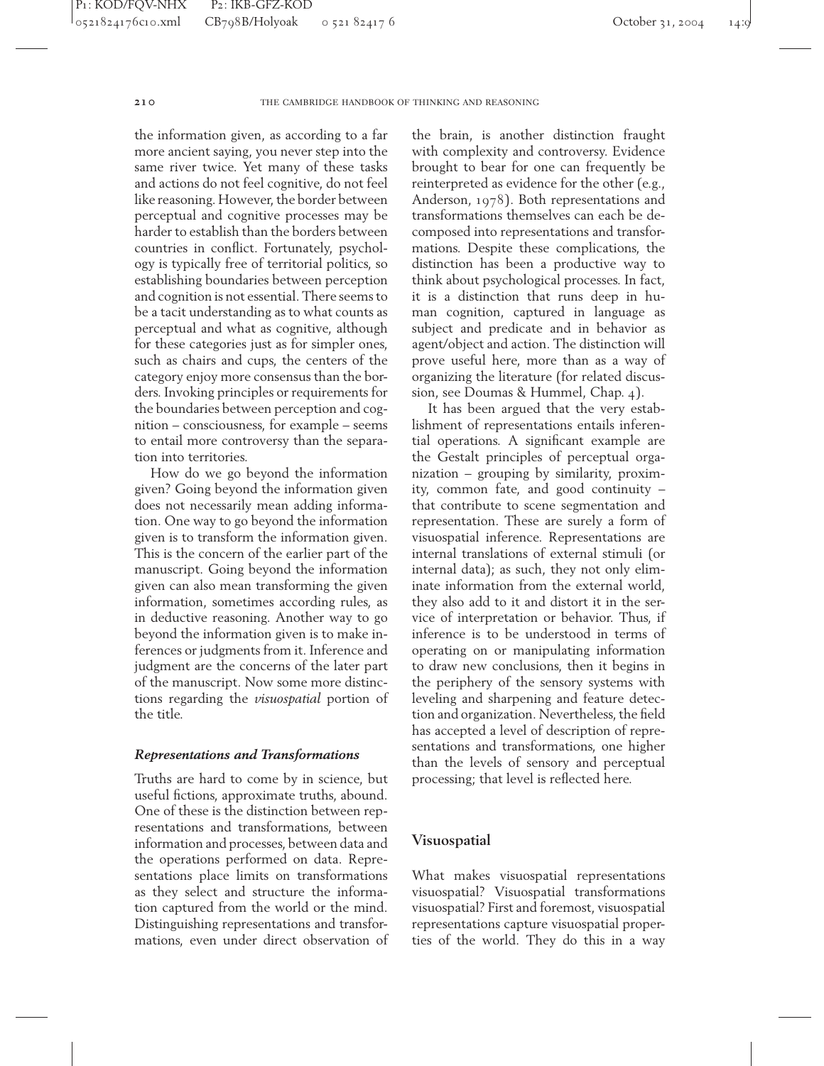the information given, as according to a far more ancient saying, you never step into the same river twice. Yet many of these tasks and actions do not feel cognitive, do not feel like reasoning. However, the border between perceptual and cognitive processes may be harder to establish than the borders between countries in conflict. Fortunately, psychology is typically free of territorial politics, so establishing boundaries between perception and cognition is not essential. There seems to be a tacit understanding as to what counts as perceptual and what as cognitive, although for these categories just as for simpler ones, such as chairs and cups, the centers of the category enjoy more consensus than the borders. Invoking principles or requirements for the boundaries between perception and cognition – consciousness, for example – seems to entail more controversy than the separation into territories.

How do we go beyond the information given? Going beyond the information given does not necessarily mean adding information. One way to go beyond the information given is to transform the information given. This is the concern of the earlier part of the manuscript. Going beyond the information given can also mean transforming the given information, sometimes according rules, as in deductive reasoning. Another way to go beyond the information given is to make inferences or judgments from it. Inference and judgment are the concerns of the later part of the manuscript. Now some more distinctions regarding the *visuospatial* portion of the title.

### *Representations and Transformations*

Truths are hard to come by in science, but useful fictions, approximate truths, abound. One of these is the distinction between representations and transformations, between information and processes, between data and the operations performed on data. Representations place limits on transformations as they select and structure the information captured from the world or the mind. Distinguishing representations and transformations, even under direct observation of the brain, is another distinction fraught with complexity and controversy. Evidence brought to bear for one can frequently be reinterpreted as evidence for the other (e.g., Anderson, 1978). Both representations and transformations themselves can each be decomposed into representations and transformations. Despite these complications, the distinction has been a productive way to think about psychological processes. In fact, it is a distinction that runs deep in human cognition, captured in language as subject and predicate and in behavior as agent/object and action. The distinction will prove useful here, more than as a way of organizing the literature (for related discussion, see Doumas & Hummel, Chap. 4).

It has been argued that the very establishment of representations entails inferential operations. A significant example are the Gestalt principles of perceptual organization – grouping by similarity, proximity, common fate, and good continuity – that contribute to scene segmentation and representation. These are surely a form of visuospatial inference. Representations are internal translations of external stimuli (or internal data); as such, they not only eliminate information from the external world, they also add to it and distort it in the service of interpretation or behavior. Thus, if inference is to be understood in terms of operating on or manipulating information to draw new conclusions, then it begins in the periphery of the sensory systems with leveling and sharpening and feature detection and organization. Nevertheless, the field has accepted a level of description of representations and transformations, one higher than the levels of sensory and perceptual processing; that level is reflected here.

## Visuospatial

What makes visuospatial representations visuospatial? Visuospatial transformations visuospatial? First and foremost, visuospatial representations capture visuospatial properties of the world. They do this in a way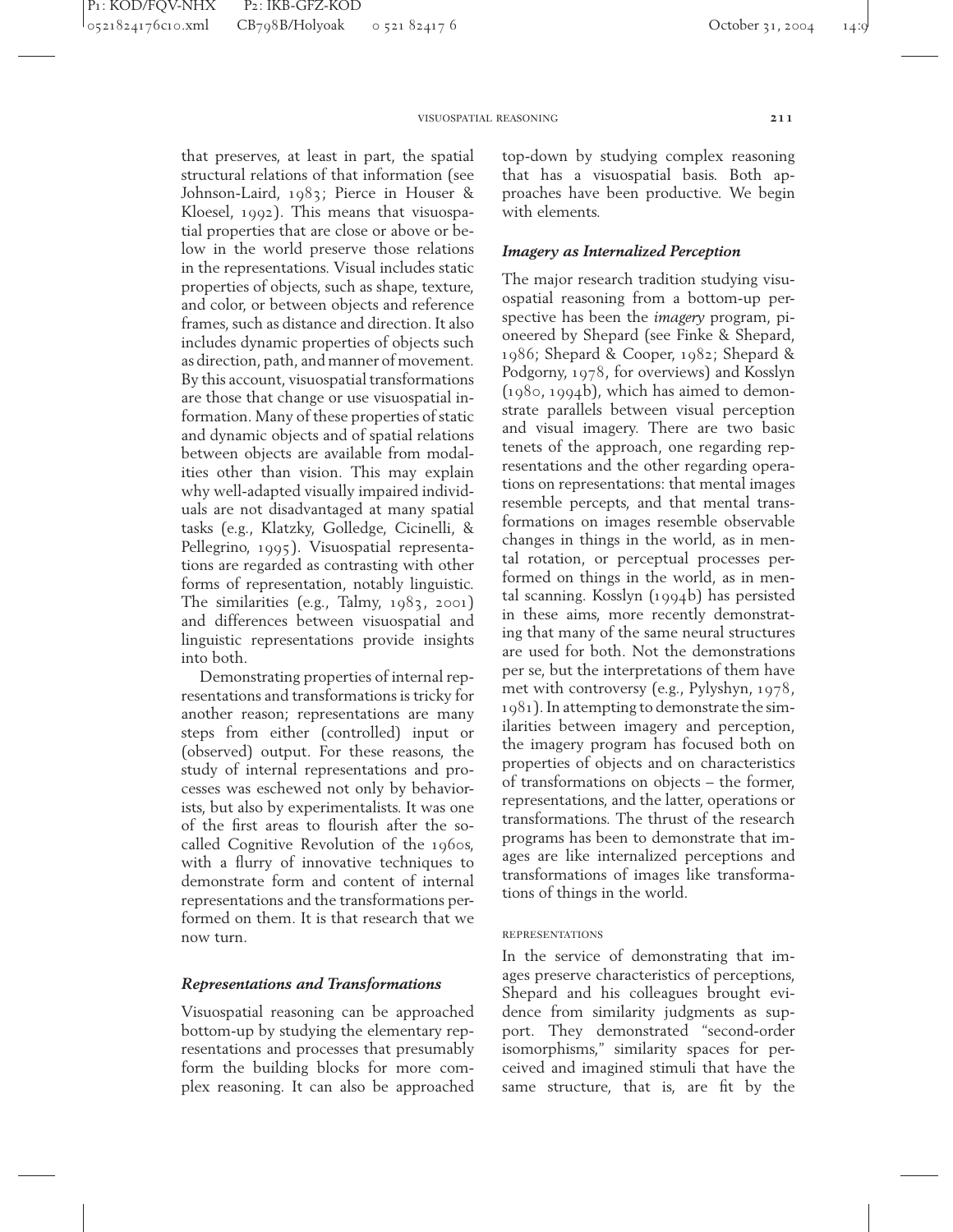that preserves, at least in part, the spatial structural relations of that information (see Johnson-Laird, 1983; Pierce in Houser & Kloesel, 1992). This means that visuospatial properties that are close or above or below in the world preserve those relations in the representations. Visual includes static properties of objects, such as shape, texture, and color, or between objects and reference frames, such as distance and direction. It also includes dynamic properties of objects such as direction, path, and manner of movement. By this account, visuospatial transformations are those that change or use visuospatial information. Many of these properties of static and dynamic objects and of spatial relations between objects are available from modalities other than vision. This may explain why well-adapted visually impaired individuals are not disadvantaged at many spatial tasks (e.g., Klatzky, Golledge, Cicinelli, & Pellegrino, 1995). Visuospatial representations are regarded as contrasting with other forms of representation, notably linguistic. The similarities (e.g., Talmy, 1983, 2001) and differences between visuospatial and linguistic representations provide insights into both.

Demonstrating properties of internal representations and transformations is tricky for another reason; representations are many steps from either (controlled) input or (observed) output. For these reasons, the study of internal representations and processes was eschewed not only by behaviorists, but also by experimentalists. It was one of the first areas to flourish after the so-called Cognitive Revolution of the 1960s, with a flurry of innovative techniques to demonstrate form and content of internal representations and the transformations performed on them. It is that research that we now turn.

## *Representations and Transformations*

Visuospatial reasoning can be approached bottom-up by studying the elementary representations and processes that presumably form the building blocks for more complex reasoning. It can also be approached top-down by studying complex reasoning that has a visuospatial basis. Both approaches have been productive. We begin with elements.

### *Imagery as Internalized Perception*

The major research tradition studying visuospatial reasoning from a bottom-up perspective has been the *imagery* program, pioneered by Shepard (see Finke & Shepard, 1986; Shepard & Cooper, 1982; Shepard & Podgorny, 1978, for overviews) and Kosslyn (1980, 1994b), which has aimed to demonstrate parallels between visual perception and visual imagery. There are two basic tenets of the approach, one regarding representations and the other regarding operations on representations: that mental images resemble percepts, and that mental transformations on images resemble observable changes in things in the world, as in mental rotation, or perceptual processes performed on things in the world, as in mental scanning. Kosslyn (1994b) has persisted in these aims, more recently demonstrating that many of the same neural structures are used for both. Not the demonstrations per se, but the interpretations of them have met with controversy (e.g., Pylyshyn, 1978, 1981). In attempting to demonstrate the similarities between imagery and perception, the imagery program has focused both on properties of objects and on characteristics of transformations on objects – the former, representations, and the latter, operations or transformations. The thrust of the research programs has been to demonstrate that images are like internalized perceptions and transformations of images like transformations of things in the world.

#### REPRESENTATIONS

In the service of demonstrating that images preserve characteristics of perceptions, Shepard and his colleagues brought evidence from similarity judgments as support. They demonstrated "second-order isomorphisms," similarity spaces for perceived and imagined stimuli that have the same structure, that is, are fit by the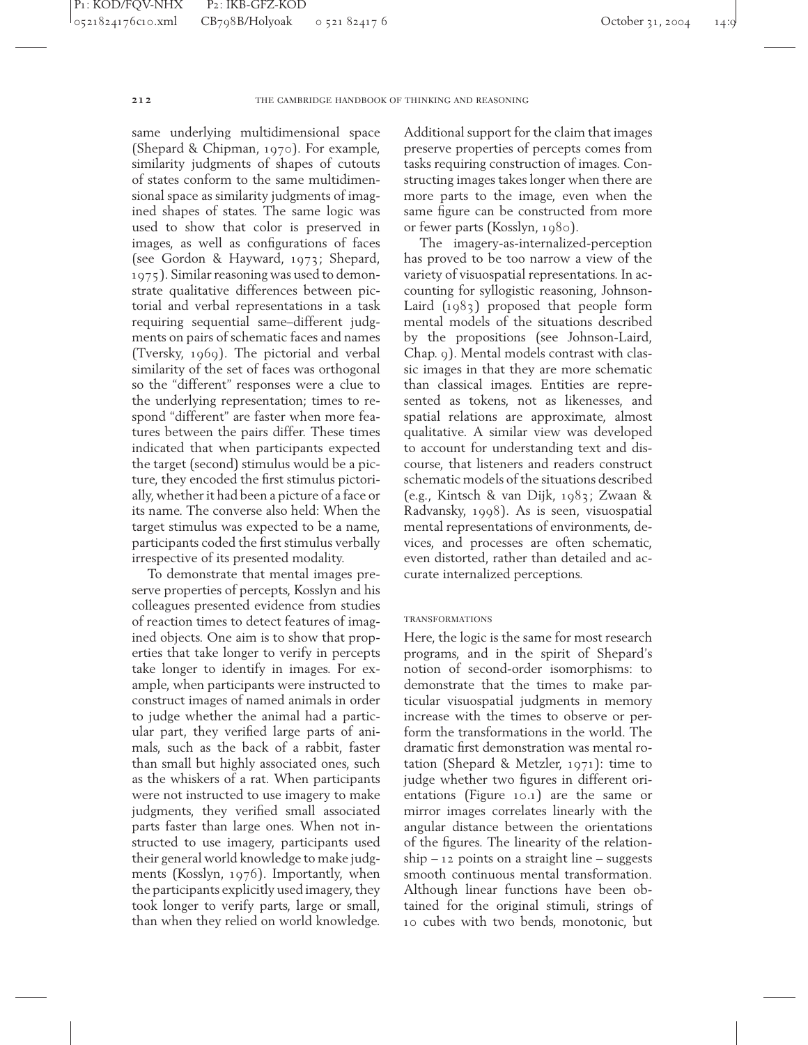same underlying multidimensional space (Shepard & Chipman, 1970). For example, similarity judgments of shapes of cutouts of states conform to the same multidimensional space as similarity judgments of imagined shapes of states. The same logic was used to show that color is preserved in images, as well as configurations of faces (see Gordon & Hayward, 1973; Shepard, 1975). Similar reasoning was used to demonstrate qualitative differences between pictorial and verbal representations in a task requiring sequential same–different judgments on pairs of schematic faces and names (Tversky, 1969). The pictorial and verbal similarity of the set of faces was orthogonal so the "different" responses were a clue to the underlying representation; times to respond "different" are faster when more features between the pairs differ. These times indicated that when participants expected the target (second) stimulus would be a picture, they encoded the first stimulus pictorially, whether it had been a picture of a face or its name. The converse also held: When the target stimulus was expected to be a name, participants coded the first stimulus verbally irrespective of its presented modality.

To demonstrate that mental images preserve properties of percepts, Kosslyn and his colleagues presented evidence from studies of reaction times to detect features of imagined objects. One aim is to show that properties that take longer to verify in percepts take longer to identify in images. For example, when participants were instructed to construct images of named animals in order to judge whether the animal had a particular part, they verified large parts of animals, such as the back of a rabbit, faster than small but highly associated ones, such as the whiskers of a rat. When participants were not instructed to use imagery to make judgments, they verified small associated parts faster than large ones. When not instructed to use imagery, participants used their general world knowledge to make judgments (Kosslyn, 1976). Importantly, when the participants explicitly used imagery, they took longer to verify parts, large or small, than when they relied on world knowledge. Additional support for the claim that images preserve properties of percepts comes from tasks requiring construction of images. Constructing images takes longer when there are more parts to the image, even when the same figure can be constructed from more or fewer parts (Kosslyn, 1980).

The imagery-as-internalized-perception has proved to be too narrow a view of the variety of visuospatial representations. In accounting for syllogistic reasoning, Johnson-Laird (1983) proposed that people form mental models of the situations described by the propositions (see Johnson-Laird, Chap. 9). Mental models contrast with classic images in that they are more schematic than classical images. Entities are represented as tokens, not as likenesses, and spatial relations are approximate, almost qualitative. A similar view was developed to account for understanding text and discourse, that listeners and readers construct schematic models of the situations described (e.g., Kintsch & van Dijk, 1983; Zwaan & Radvansky, 1998). As is seen, visuospatial mental representations of environments, devices, and processes are often schematic, even distorted, rather than detailed and accurate internalized perceptions.

#### TRANSFORMATIONS

Here, the logic is the same for most research programs, and in the spirit of Shepard's notion of second-order isomorphisms: to demonstrate that the times to make particular visuospatial judgments in memory increase with the times to observe or perform the transformations in the world. The dramatic first demonstration was mental rotation (Shepard & Metzler, 1971): time to judge whether two figures in different orientations (Figure 10.1) are the same or mirror images correlates linearly with the angular distance between the orientations of the figures. The linearity of the relationship – 12 points on a straight line – suggests smooth continuous mental transformation. Although linear functions have been obtained for the original stimuli, strings of 10 cubes with two bends, monotonic, but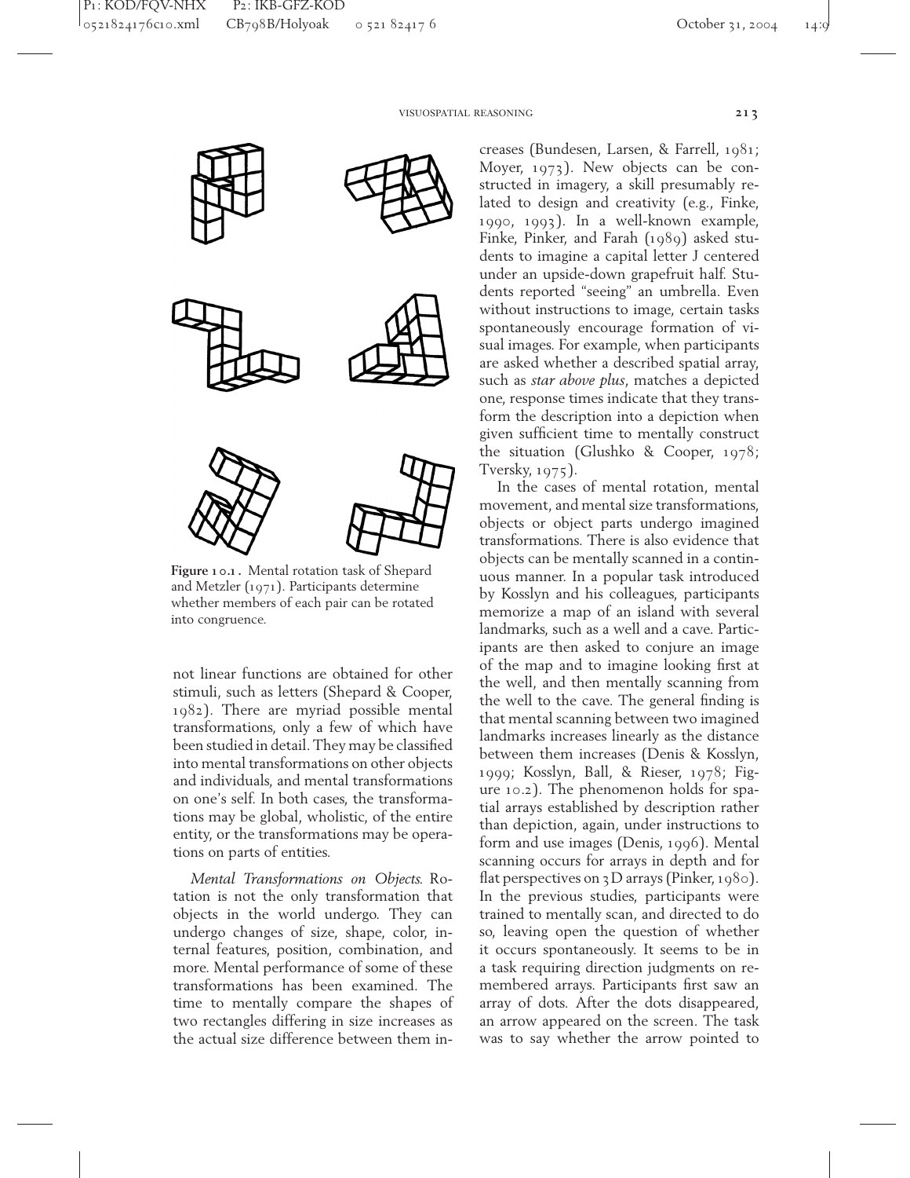**Figure 10.1.** Mental rotation task of Shepard and Metzler (1971). Participants determine whether members of each pair can be rotated into congruence.

not linear functions are obtained for other stimuli, such as letters (Shepard & Cooper, 1982). There are myriad possible mental transformations, only a few of which have been studied in detail. They may be classified into mental transformations on other objects and individuals, and mental transformations on one's self. In both cases, the transformations may be global, wholistic, of the entire entity, or the transformations may be operations on parts of entities.

*Mental Transformations on Objects.* Rotation is not the only transformation that objects in the world undergo. They can undergo changes of size, shape, color, internal features, position, combination, and more. Mental performance of some of these transformations has been examined. The time to mentally compare the shapes of two rectangles differing in size increases as the actual size difference between them increases (Bundesen, Larsen, & Farrell, 1981; Moyer, 1973). New objects can be constructed in imagery, a skill presumably related to design and creativity (e.g., Finke, 1990, 1993). In a well-known example, Finke, Pinker, and Farah (1989) asked students to imagine a capital letter J centered under an upside-down grapefruit half. Students reported "seeing" an umbrella. Even without instructions to image, certain tasks spontaneously encourage formation of visual images. For example, when participants are asked whether a described spatial array, such as *star above plus*, matches a depicted one, response times indicate that they transform the description into a depiction when given sufficient time to mentally construct the situation (Glushko & Cooper, 1978; Tversky, 1975).

In the cases of mental rotation, mental movement, and mental size transformations, objects or object parts undergo imagined transformations. There is also evidence that objects can be mentally scanned in a continuous manner. In a popular task introduced by Kosslyn and his colleagues, participants memorize a map of an island with several landmarks, such as a well and a cave. Participants are then asked to conjure an image of the map and to imagine looking first at the well, and then mentally scanning from the well to the cave. The general finding is that mental scanning between two imagined landmarks increases linearly as the distance between them increases (Denis & Kosslyn, 1999; Kosslyn, Ball, & Rieser, 1978; Figure 10.2). The phenomenon holds for spatial arrays established by description rather than depiction, again, under instructions to form and use images (Denis, 1996). Mental scanning occurs for arrays in depth and for flat perspectives on 3D arrays (Pinker, 1980). In the previous studies, participants were trained to mentally scan, and directed to do so, leaving open the question of whether it occurs spontaneously. It seems to be in a task requiring direction judgments on remembered arrays. Participants first saw an array of dots. After the dots disappeared, an arrow appeared on the screen. The task was to say whether the arrow pointed to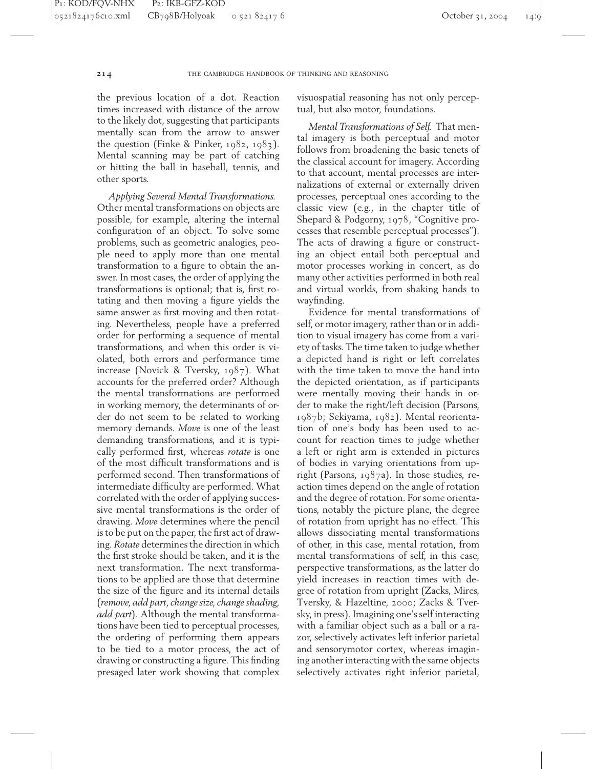the previous location of a dot. Reaction times increased with distance of the arrow to the likely dot, suggesting that participants mentally scan from the arrow to answer the question (Finke & Pinker, 1982, 1983). Mental scanning may be part of catching or hitting the ball in baseball, tennis, and other sports.

*Applying Several Mental Transformations.* Other mental transformations on objects are possible, for example, altering the internal configuration of an object. To solve some problems, such as geometric analogies, people need to apply more than one mental transformation to a figure to obtain the answer. In most cases, the order of applying the transformations is optional; that is, first rotating and then moving a figure yields the same answer as first moving and then rotating. Nevertheless, people have a preferred order for performing a sequence of mental transformations, and when this order is violated, both errors and performance time increase (Novick & Tversky, 1987). What accounts for the preferred order? Although the mental transformations are performed in working memory, the determinants of order do not seem to be related to working memory demands. *Move* is one of the least demanding transformations, and it is typically performed first, whereas *rotate* is one of the most difficult transformations and is performed second. Then transformations of intermediate difficulty are performed. What correlated with the order of applying successive mental transformations is the order of drawing. *Move* determines where the pencil is to be put on the paper, the first act of drawing. *Rotate* determines the direction in which the first stroke should be taken, and it is the next transformation. The next transformations to be applied are those that determine the size of the figure and its internal details (*remove, add part, change size, change shading, add part*). Although the mental transformations have been tied to perceptual processes, the ordering of performing them appears to be tied to a motor process, the act of drawing or constructing a figure. This finding presaged later work showing that complex visuospatial reasoning has not only perceptual, but also motor, foundations.

*Mental Transformations of Self.* That mental imagery is both perceptual and motor follows from broadening the basic tenets of the classical account for imagery. According to that account, mental processes are internalizations of external or externally driven processes, perceptual ones according to the classic view (e.g., in the chapter title of Shepard & Podgorny, 1978, "Cognitive processes that resemble perceptual processes"). The acts of drawing a figure or constructing an object entail both perceptual and motor processes working in concert, as do many other activities performed in both real and virtual worlds, from shaking hands to wayfinding.

Evidence for mental transformations of self, or motor imagery, rather than or in addition to visual imagery has come from a variety of tasks. The time taken to judge whether a depicted hand is right or left correlates with the time taken to move the hand into the depicted orientation, as if participants were mentally moving their hands in order to make the right/left decision (Parsons, 1987b; Sekiyama, 1982). Mental reorientation of one's body has been used to account for reaction times to judge whether a left or right arm is extended in pictures of bodies in varying orientations from upright (Parsons, 1987a). In those studies, reaction times depend on the angle of rotation and the degree of rotation. For some orientations, notably the picture plane, the degree of rotation from upright has no effect. This allows dissociating mental transformations of other, in this case, mental rotation, from mental transformations of self, in this case, perspective transformations, as the latter do yield increases in reaction times with degree of rotation from upright (Zacks, Mires, Tversky, & Hazeltine, 2000; Zacks & Tversky, in press). Imagining one's self interacting with a familiar object such as a ball or a razor, selectively activates left inferior parietal and sensorymotor cortex, whereas imagining another interacting with the same objects selectively activates right inferior parietal,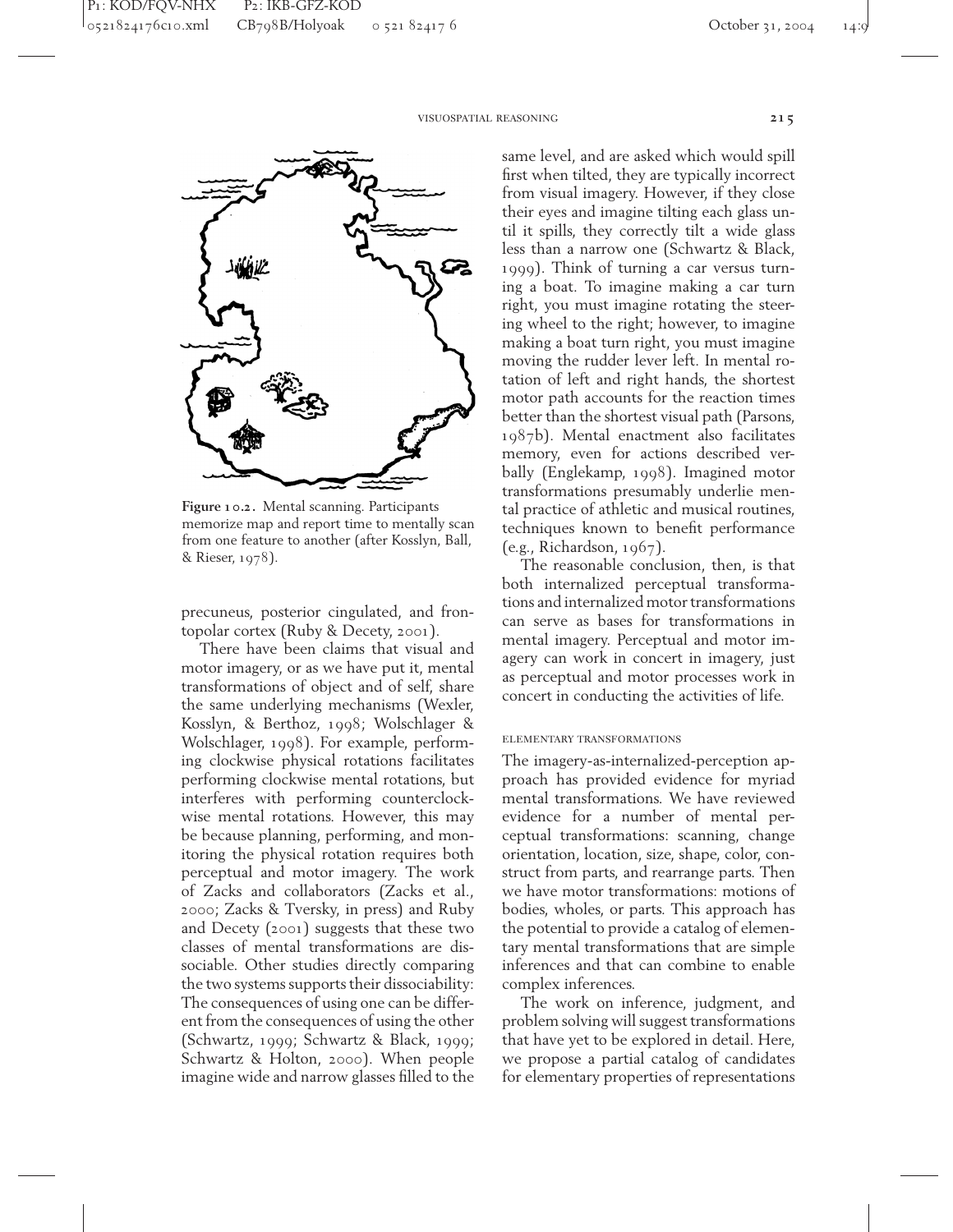Figure 10.2. Mental scanning. Participants memorize map and report time to mentally scan from one feature to another (after Kosslyn, Ball, & Rieser, 1978).

precuneus, posterior cingulated, and frontopolar cortex (Ruby & Decety, 2001).

There have been claims that visual and motor imagery, or as we have put it, mental transformations of object and of self, share the same underlying mechanisms (Wexler, Kosslyn, & Berthoz, 1998; Wolschlager & Wolschlager, 1998). For example, performing clockwise physical rotations facilitates performing clockwise mental rotations, but interferes with performing counterclockwise mental rotations. However, this may be because planning, performing, and monitoring the physical rotation requires both perceptual and motor imagery. The work of Zacks and collaborators (Zacks et al., 2000; Zacks & Tversky, in press) and Ruby and Decety (2001) suggests that these two classes of mental transformations are dissociable. Other studies directly comparing the two systems supports their dissociability: The consequences of using one can be different from the consequences of using the other (Schwartz, 1999; Schwartz & Black, 1999; Schwartz & Holton, 2000). When people imagine wide and narrow glasses filled to the same level, and are asked which would spill first when tilted, they are typically incorrect from visual imagery. However, if they close their eyes and imagine tilting each glass until it spills, they correctly tilt a wide glass less than a narrow one (Schwartz & Black, 1999). Think of turning a car versus turning a boat. To imagine making a car turn right, you must imagine rotating the steering wheel to the right; however, to imagine making a boat turn right, you must imagine moving the rudder lever left. In mental rotation of left and right hands, the shortest motor path accounts for the reaction times better than the shortest visual path (Parsons, 1987b). Mental enactment also facilitates memory, even for actions described verbally (Englekamp, 1998). Imagined motor transformations presumably underlie mental practice of athletic and musical routines, techniques known to benefit performance (e.g., Richardson, 1967).

The reasonable conclusion, then, is that both internalized perceptual transformations and internalized motor transformations can serve as bases for transformations in mental imagery. Perceptual and motor imagery can work in concert in imagery, just as perceptual and motor processes work in concert in conducting the activities of life.

#### ELEMENTARY TRANSFORMATIONS

The imagery-as-internalized-perception approach has provided evidence for myriad mental transformations. We have reviewed evidence for a number of mental perceptual transformations: scanning, change orientation, location, size, shape, color, construct from parts, and rearrange parts. Then we have motor transformations: motions of bodies, wholes, or parts. This approach has the potential to provide a catalog of elementary mental transformations that are simple inferences and that can combine to enable complex inferences.

The work on inference, judgment, and problem solving will suggest transformations that have yet to be explored in detail. Here, we propose a partial catalog of candidates for elementary properties of representations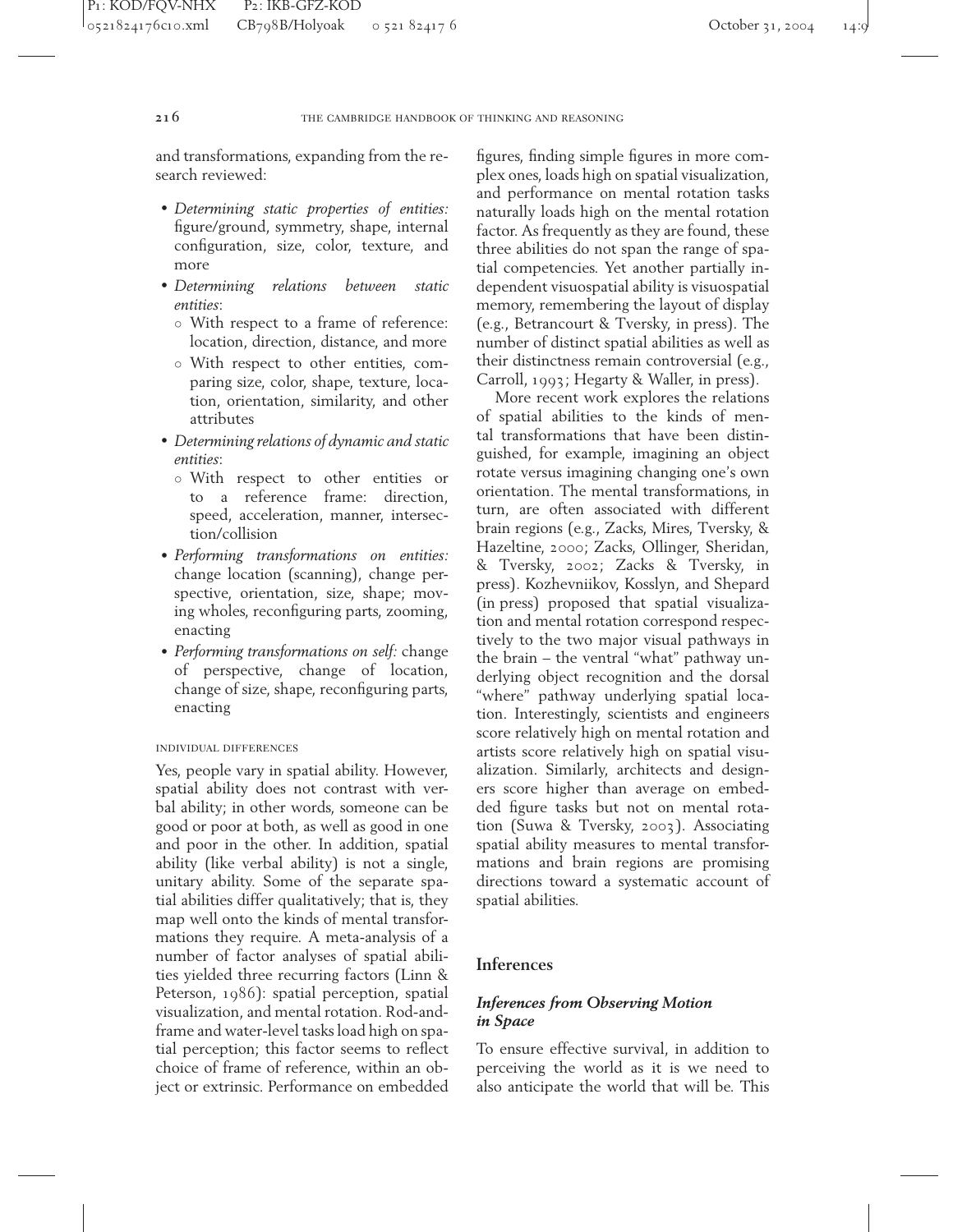and transformations, expanding from the research reviewed:

- *Determining static properties of entities:* figure/ground, symmetry, shape, internal configuration, size, color, texture, and more
- *Determining relations between static entities*:
  - With respect to a frame of reference: location, direction, distance, and more
  - With respect to other entities, comparing size, color, shape, texture, location, orientation, similarity, and other attributes
- *Determining relations of dynamic and static entities*:
  - With respect to other entities or to a reference frame: direction, speed, acceleration, manner, intersection/collision
- *Performing transformations on entities:* change location (scanning), change perspective, orientation, size, shape; moving wholes, reconfiguring parts, zooming, enacting
- *Performing transformations on self:* change of perspective, change of location, change of size, shape, reconfiguring parts, enacting

#### INDIVIDUAL DIFFERENCES

Yes, people vary in spatial ability. However, spatial ability does not contrast with verbal ability; in other words, someone can be good or poor at both, as well as good in one and poor in the other. In addition, spatial ability (like verbal ability) is not a single, unitary ability. Some of the separate spatial abilities differ qualitatively; that is, they map well onto the kinds of mental transformations they require. A meta-analysis of a number of factor analyses of spatial abilities yielded three recurring factors (Linn & Peterson, 1986): spatial perception, spatial visualization, and mental rotation. Rod-and-frame and water-level tasks load high on spatial perception; this factor seems to reflect choice of frame of reference, within an object or extrinsic. Performance on embedded figures, finding simple figures in more complex ones, loads high on spatial visualization, and performance on mental rotation tasks naturally loads high on the mental rotation factor. As frequently as they are found, these three abilities do not span the range of spatial competencies. Yet another partially independent visuospatial ability is visuospatial memory, remembering the layout of display (e.g., Betrancourt & Tversky, in press). The number of distinct spatial abilities as well as their distinctness remain controversial (e.g., Carroll, 1993; Hegarty & Waller, in press).

More recent work explores the relations of spatial abilities to the kinds of mental transformations that have been distinguished, for example, imagining an object rotate versus imagining changing one's own orientation. The mental transformations, in turn, are often associated with different brain regions (e.g., Zacks, Mires, Tversky, & Hazeltine, 2000; Zacks, Ollinger, Sheridan, & Tversky, 2002; Zacks & Tversky, in press). Kozhevnikov, Kosslyn, and Shepard (in press) proposed that spatial visualization and mental rotation correspond respectively to the two major visual pathways in the brain – the ventral "what" pathway underlying object recognition and the dorsal "where" pathway underlying spatial location. Interestingly, scientists and engineers score relatively high on mental rotation and artists score relatively high on spatial visualization. Similarly, architects and designers score higher than average on embedded figure tasks but not on mental rotation (Suwa & Tversky, 2003). Associating spatial ability measures to mental transformations and brain regions are promising directions toward a systematic account of spatial abilities.

## Inferences

### *Inferences from Observing Motion in Space*

To ensure effective survival, in addition to perceiving the world as it is we need to also anticipate the world that will be. This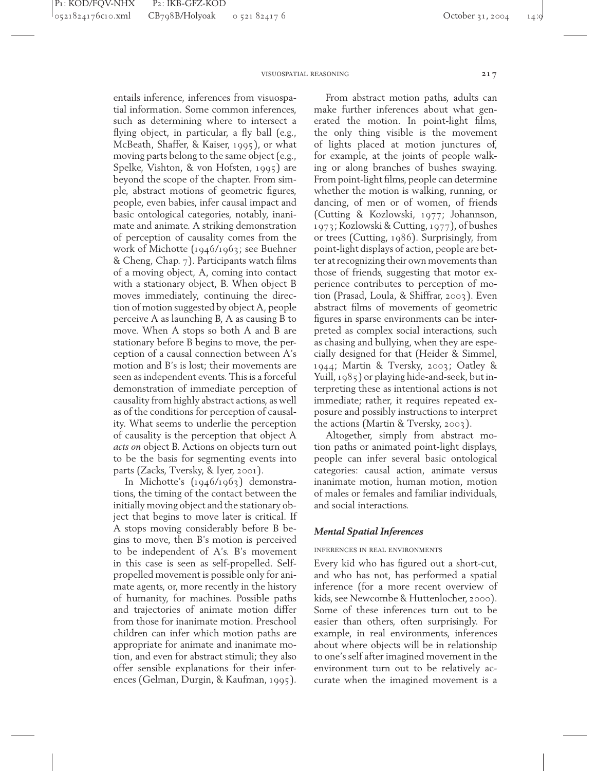entails inference, inferences from visuospatial information. Some common inferences, such as determining where to intersect a flying object, in particular, a fly ball (e.g., McBeath, Shaffer, & Kaiser, 1995), or what moving parts belong to the same object (e.g., Spelke, Vishton, & von Hofsten, 1995) are beyond the scope of the chapter. From simple, abstract motions of geometric figures, people, even babies, infer causal impact and basic ontological categories, notably, inanimate and animate. A striking demonstration of perception of causality comes from the work of Michotte (1946/1963; see Buehner & Cheng, Chap. 7). Participants watch films of a moving object, A, coming into contact with a stationary object, B. When object B moves immediately, continuing the direction of motion suggested by object A, people perceive A as launching B, A as causing B to move. When A stops so both A and B are stationary before B begins to move, the perception of a causal connection between A's motion and B's is lost; their movements are seen as independent events. This is a forceful demonstration of immediate perception of causality from highly abstract actions, as well as of the conditions for perception of causality. What seems to underlie the perception of causality is the perception that object A *acts on* object B. Actions on objects turn out to be the basis for segmenting events into parts (Zacks, Tversky, & Iyer, 2001).

In Michotte's (1946/1963) demonstrations, the timing of the contact between the initially moving object and the stationary object that begins to move later is critical. If A stops moving considerably before B begins to move, then B's motion is perceived to be independent of A's. B's movement in this case is seen as self-propelled. Self-propelled movement is possible only for animate agents, or, more recently in the history of humanity, for machines. Possible paths and trajectories of animate motion differ from those for inanimate motion. Preschool children can infer which motion paths are appropriate for animate and inanimate motion, and even for abstract stimuli; they also offer sensible explanations for their inferences (Gelman, Durgin, & Kaufman, 1995).

From abstract motion paths, adults can make further inferences about what generated the motion. In point-light films, the only thing visible is the movement of lights placed at motion junctures of, for example, at the joints of people walking or along branches of bushes swaying. From point-light films, people can determine whether the motion is walking, running, or dancing, of men or of women, of friends (Cutting & Kozlowski, 1977; Johannson, 1973; Kozlowski & Cutting, 1977), of bushes or trees (Cutting, 1986). Surprisingly, from point-light displays of action, people are better at recognizing their own movements than those of friends, suggesting that motor experience contributes to perception of motion (Prasad, Loula, & Shiffrar, 2003). Even abstract films of movements of geometric figures in sparse environments can be interpreted as complex social interactions, such as chasing and bullying, when they are especially designed for that (Heider & Simmel, 1944; Martin & Tversky, 2003; Oatley & Yuill, 1985) or playing hide-and-seek, but interpreting these as intentional actions is not immediate; rather, it requires repeated exposure and possibly instructions to interpret the actions (Martin & Tversky, 2003).

Altogether, simply from abstract motion paths or animated point-light displays, people can infer several basic ontological categories: causal action, animate versus inanimate motion, human motion, motion of males or females and familiar individuals, and social interactions.

### *Mental Spatial Inferences*

#### INFERENCES IN REAL ENVIRONMENTS

Every kid who has figured out a short-cut, and who has not, has performed a spatial inference (for a more recent overview of kids, see Newcombe & Huttenlocher, 2000). Some of these inferences turn out to be easier than others, often surprisingly. For example, in real environments, inferences about where objects will be in relationship to one's self after imagined movement in the environment turn out to be relatively accurate when the imagined movement is a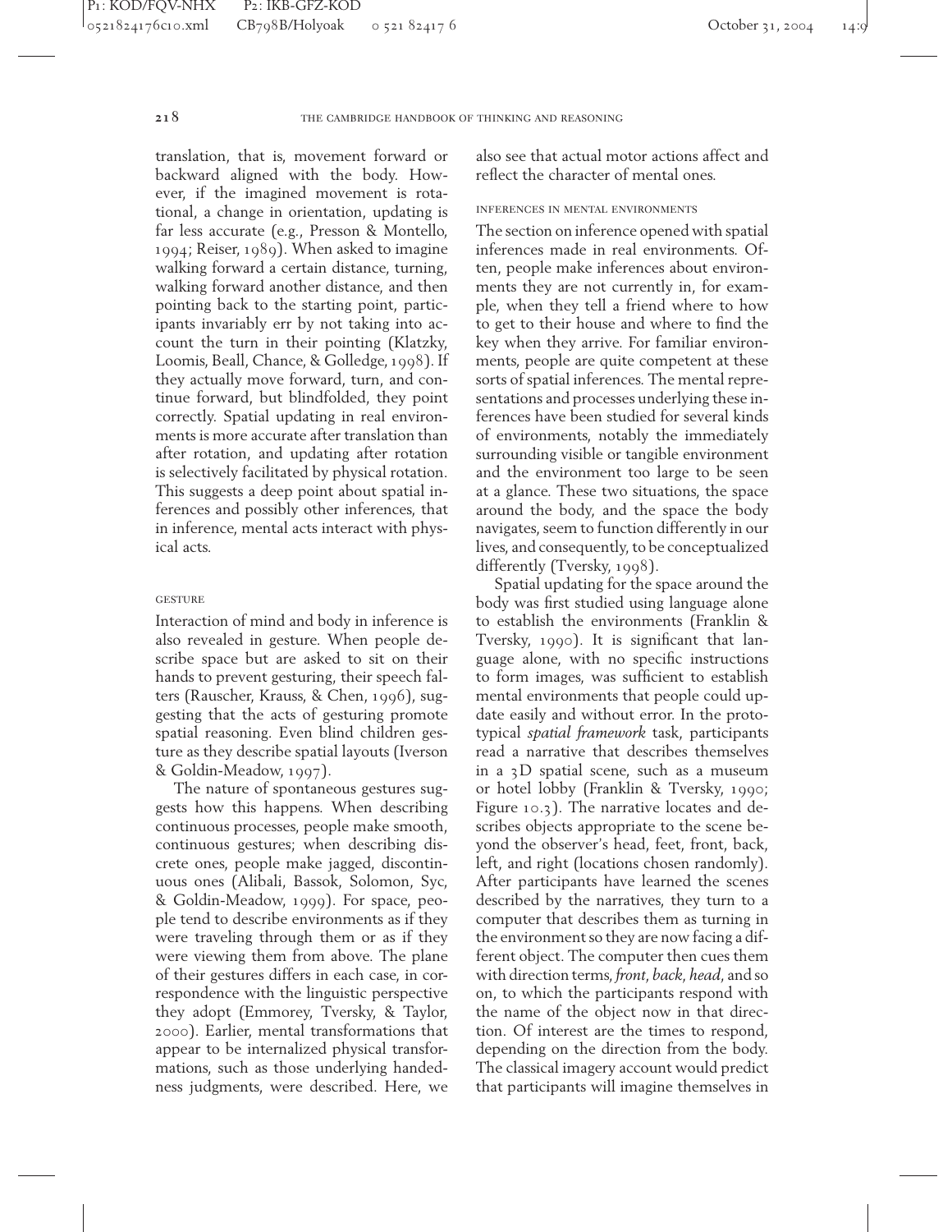translation, that is, movement forward or backward aligned with the body. However, if the imagined movement is rotational, a change in orientation, updating is far less accurate (e.g., Presson & Montello, 1994; Reiser, 1989). When asked to imagine walking forward a certain distance, turning, walking forward another distance, and then pointing back to the starting point, participants invariably err by not taking into account the turn in their pointing (Klatzky, Loomis, Beall, Chance, & Golledge, 1998). If they actually move forward, turn, and continue forward, but blindfolded, they point correctly. Spatial updating in real environments is more accurate after translation than after rotation, and updating after rotation is selectively facilitated by physical rotation. This suggests a deep point about spatial inferences and possibly other inferences, that in inference, mental acts interact with physical acts.

### Gesture

Interaction of mind and body in inference is also revealed in gesture. When people describe space but are asked to sit on their hands to prevent gesturing, their speech falters (Rauscher, Krauss, & Chen, 1996), suggesting that the acts of gesturing promote spatial reasoning. Even blind children gesture as they describe spatial layouts (Iverson & Goldin-Meadow, 1997).

The nature of spontaneous gestures suggests how this happens. When describing continuous processes, people make smooth, continuous gestures; when describing discrete ones, people make jagged, discontinuous ones (Alibali, Bassok, Solomon, Syc, & Goldin-Meadow, 1999). For space, people tend to describe environments as if they were traveling through them or as if they were viewing them from above. The plane of their gestures differs in each case, in correspondence with the linguistic perspective they adopt (Emmorey, Tversky, & Taylor, 2000). Earlier, mental transformations that appear to be internalized physical transformations, such as those underlying handedness judgments, were described. Here, we also see that actual motor actions affect and reflect the character of mental ones.

### Inferences in Mental Environments

The section on inference opened with spatial inferences made in real environments. Often, people make inferences about environments they are not currently in, for example, when they tell a friend where to how to get to their house and where to find the key when they arrive. For familiar environments, people are quite competent at these sorts of spatial inferences. The mental representations and processes underlying these inferences have been studied for several kinds of environments, notably the immediately surrounding visible or tangible environment and the environment too large to be seen at a glance. These two situations, the space around the body, and the space the body navigates, seem to function differently in our lives, and consequently, to be conceptualized differently (Tversky, 1998).

Spatial updating for the space around the body was first studied using language alone to establish the environments (Franklin & Tversky, 1990). It is significant that language alone, with no specific instructions to form images, was sufficient to establish mental environments that people could update easily and without error. In the prototypical *spatial framework* task, participants read a narrative that describes themselves in a 3D spatial scene, such as a museum or hotel lobby (Franklin & Tversky, 1990; Figure 10.3). The narrative locates and describes objects appropriate to the scene beyond the observer's head, feet, front, back, left, and right (locations chosen randomly). After participants have learned the scenes described by the narratives, they turn to a computer that describes them as turning in the environment so they are now facing a different object. The computer then cues them with direction terms, *front*, *back*, *head*, and so on, to which the participants respond with the name of the object now in that direction. Of interest are the times to respond, depending on the direction from the body. The classical imagery account would predict that participants will imagine themselves in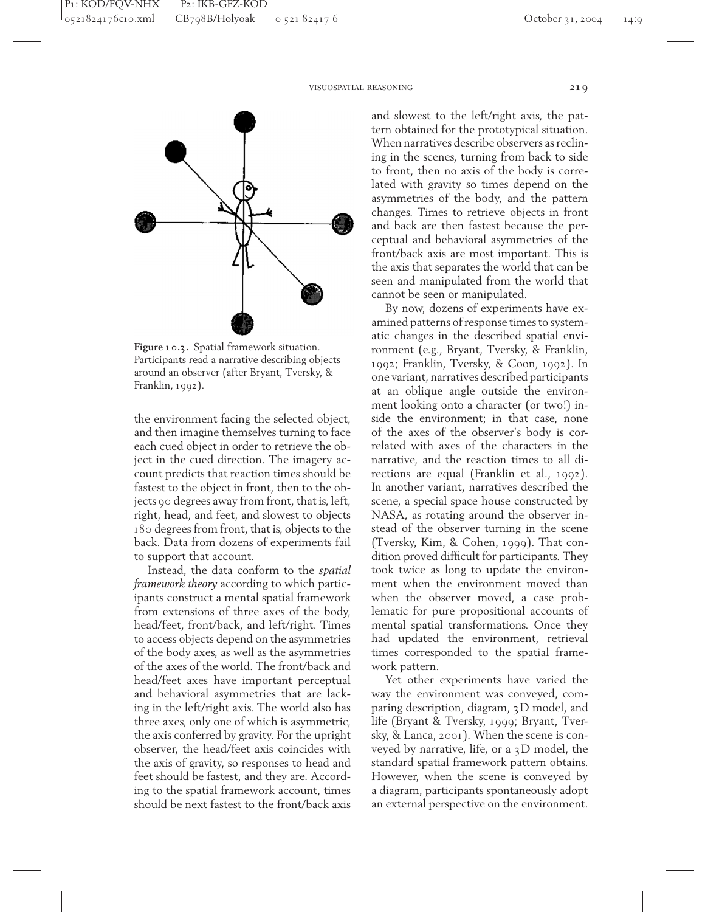Figure 10.3. Spatial framework situation. Participants read a narrative describing objects around an observer (after Bryant, Tversky, & Franklin, 1992).

the environment facing the selected object, and then imagine themselves turning to face each cued object in order to retrieve the object in the cued direction. The imagery account predicts that reaction times should be fastest to the object in front, then to the objects 90 degrees away from front, that is, left, right, head, and feet, and slowest to objects 180 degrees from front, that is, objects to the back. Data from dozens of experiments fail to support that account.

Instead, the data conform to the *spatial framework theory* according to which participants construct a mental spatial framework from extensions of three axes of the body, head/feet, front/back, and left/right. Times to access objects depend on the asymmetries of the body axes, as well as the asymmetries of the axes of the world. The front/back and head/feet axes have important perceptual and behavioral asymmetries that are lacking in the left/right axis. The world also has three axes, only one of which is asymmetric, the axis conferred by gravity. For the upright observer, the head/feet axis coincides with the axis of gravity, so responses to head and feet should be fastest, and they are. According to the spatial framework account, times should be next fastest to the front/back axis and slowest to the left/right axis, the pattern obtained for the prototypical situation. When narratives describe observers as reclining in the scenes, turning from back to side to front, then no axis of the body is correlated with gravity so times depend on the asymmetries of the body, and the pattern changes. Times to retrieve objects in front and back are then fastest because the perceptual and behavioral asymmetries of the front/back axis are most important. This is the axis that separates the world that can be seen and manipulated from the world that cannot be seen or manipulated.

By now, dozens of experiments have examined patterns of response times to systematic changes in the described spatial environment (e.g., Bryant, Tversky, & Franklin, 1992; Franklin, Tversky, & Coon, 1992). In one variant, narratives described participants at an oblique angle outside the environment looking onto a character (or two!) inside the environment; in that case, none of the axes of the observer's body is correlated with axes of the characters in the narrative, and the reaction times to all directions are equal (Franklin et al., 1992). In another variant, narratives described the scene, a special space house constructed by NASA, as rotating around the observer instead of the observer turning in the scene (Tversky, Kim, & Cohen, 1999). That condition proved difficult for participants. They took twice as long to update the environment when the environment moved than when the observer moved, a case problematic for pure propositional accounts of mental spatial transformations. Once they had updated the environment, retrieval times corresponded to the spatial framework pattern.

Yet other experiments have varied the way the environment was conveyed, comparing description, diagram, 3D model, and life (Bryant & Tversky, 1999; Bryant, Tversky, & Lanca, 2001). When the scene is conveyed by narrative, life, or a 3D model, the standard spatial framework pattern obtains. However, when the scene is conveyed by a diagram, participants spontaneously adopt an external perspective on the environment.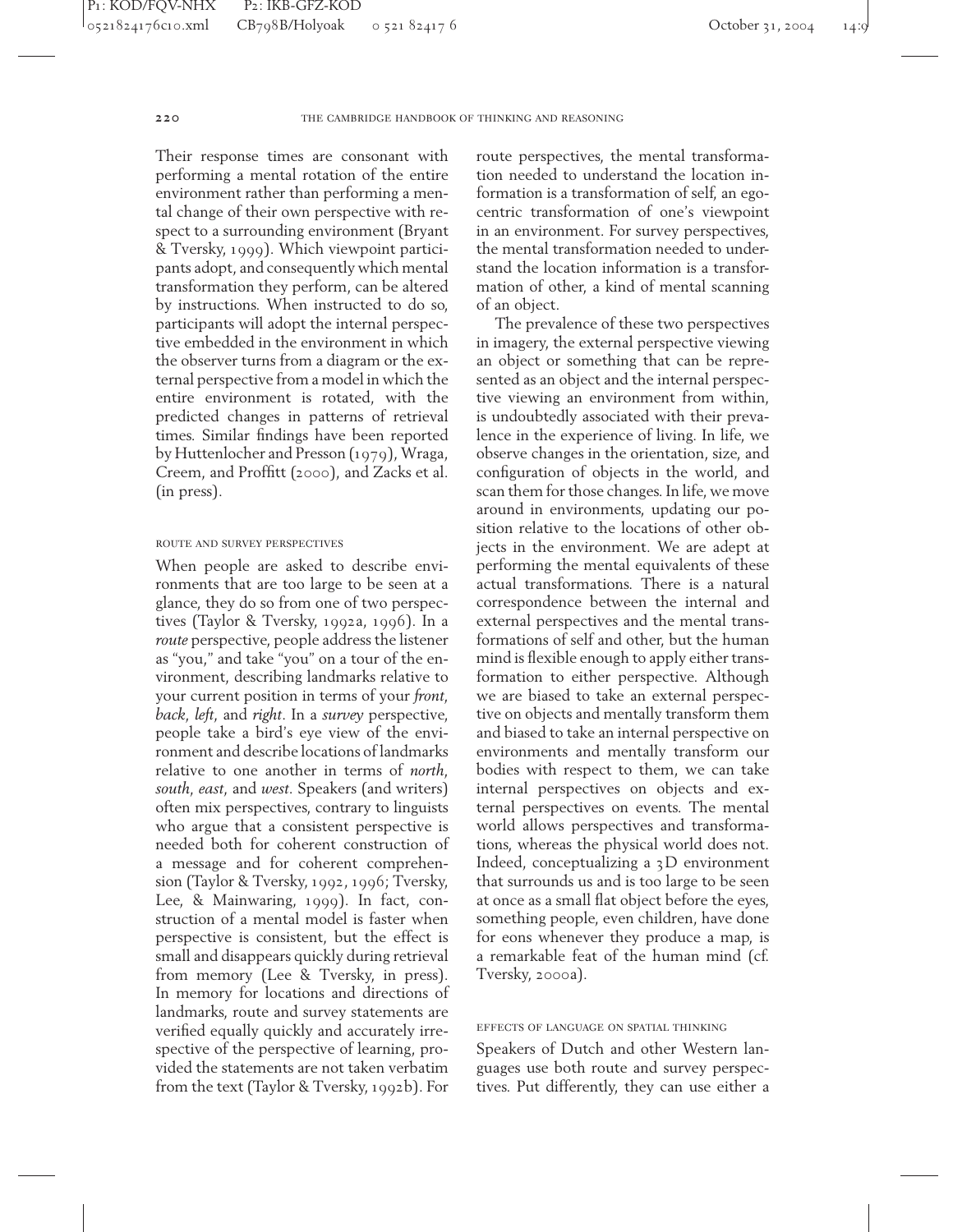Their response times are consonant with performing a mental rotation of the entire environment rather than performing a mental change of their own perspective with respect to a surrounding environment (Bryant & Tversky, 1999). Which viewpoint participants adopt, and consequently which mental transformation they perform, can be altered by instructions. When instructed to do so, participants will adopt the internal perspective embedded in the environment in which the observer turns from a diagram or the external perspective from a model in which the entire environment is rotated, with the predicted changes in patterns of retrieval times. Similar findings have been reported by Huttenlocher and Presson (1979), Wraga, Creem, and Proffitt (2000), and Zacks et al. (in press).

#### ROUTE AND SURVEY PERSPECTIVES

When people are asked to describe environments that are too large to be seen at a glance, they do so from one of two perspectives (Taylor & Tversky, 1992a, 1996). In a *route* perspective, people address the listener as "you," and take "you" on a tour of the environment, describing landmarks relative to your current position in terms of your *front*, *back*, *left*, and *right*. In a *survey* perspective, people take a bird's eye view of the environment and describe locations of landmarks relative to one another in terms of *north*, *south*, *east*, and *west*. Speakers (and writers) often mix perspectives, contrary to linguists who argue that a consistent perspective is needed both for coherent construction of a message and for coherent comprehension (Taylor & Tversky, 1992, 1996; Tversky, Lee, & Mainwaring, 1999). In fact, construction of a mental model is faster when perspective is consistent, but the effect is small and disappears quickly during retrieval from memory (Lee & Tversky, in press). In memory for locations and directions of landmarks, route and survey statements are verified equally quickly and accurately irrespective of the perspective of learning, provided the statements are not taken verbatim from the text (Taylor & Tversky, 1992b). For route perspectives, the mental transformation needed to understand the location information is a transformation of self, an egocentric transformation of one's viewpoint in an environment. For survey perspectives, the mental transformation needed to understand the location information is a transformation of other, a kind of mental scanning of an object.

The prevalence of these two perspectives in imagery, the external perspective viewing an object or something that can be represented as an object and the internal perspective viewing an environment from within, is undoubtedly associated with their prevalence in the experience of living. In life, we observe changes in the orientation, size, and configuration of objects in the world, and scan them for those changes. In life, we move around in environments, updating our position relative to the locations of other objects in the environment. We are adept at performing the mental equivalents of these actual transformations. There is a natural correspondence between the internal and external perspectives and the mental transformations of self and other, but the human mind is flexible enough to apply either transformation to either perspective. Although we are biased to take an external perspective on objects and mentally transform them and biased to take an internal perspective on environments and mentally transform our bodies with respect to them, we can take internal perspectives on objects and external perspectives on events. The mental world allows perspectives and transformations, whereas the physical world does not. Indeed, conceptualizing a 3D environment that surrounds us and is too large to be seen at once as a small flat object before the eyes, something people, even children, have done for eons whenever they produce a map, is a remarkable feat of the human mind (cf. Tversky, 2000a).

#### EFFECTS OF LANGUAGE ON SPATIAL THINKING

Speakers of Dutch and other Western languages use both route and survey perspectives. Put differently, they can use either a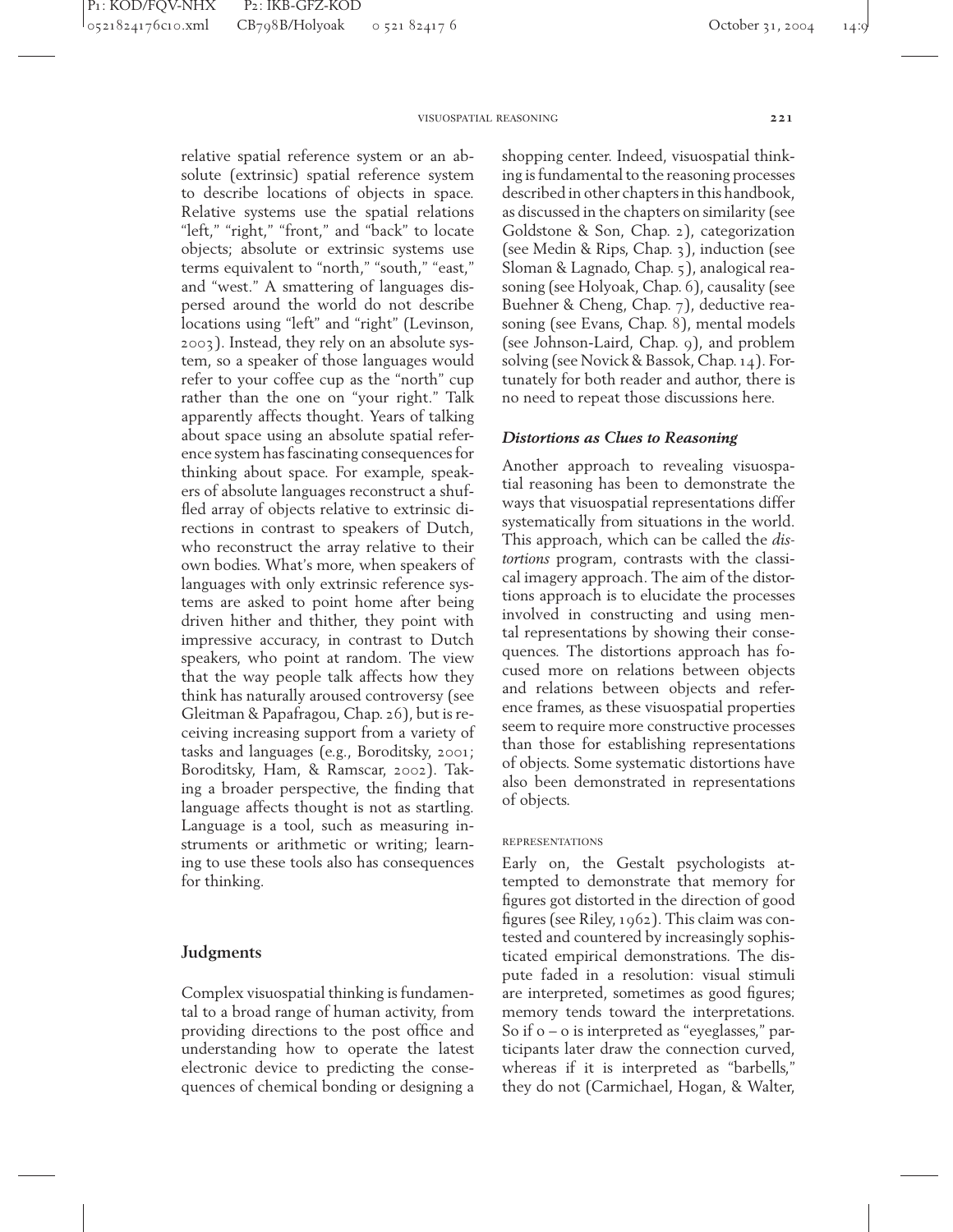relative spatial reference system or an absolute (extrinsic) spatial reference system to describe locations of objects in space. Relative systems use the spatial relations "left," "right," "front," and "back" to locate objects; absolute or extrinsic systems use terms equivalent to "north," "south," "east," and "west." A smattering of languages dispersed around the world do not describe locations using "left" and "right" (Levinson, 2003). Instead, they rely on an absolute system, so a speaker of those languages would refer to your coffee cup as the "north" cup rather than the one on "your right." Talk apparently affects thought. Years of talking about space using an absolute spatial reference system has fascinating consequences for thinking about space. For example, speakers of absolute languages reconstruct a shuffled array of objects relative to extrinsic directions in contrast to speakers of Dutch, who reconstruct the array relative to their own bodies. What's more, when speakers of languages with only extrinsic reference systems are asked to point home after being driven hither and thither, they point with impressive accuracy, in contrast to Dutch speakers, who point at random. The view that the way people talk affects how they think has naturally aroused controversy (see Gleitman & Papafragou, Chap. 26), but is receiving increasing support from a variety of tasks and languages (e.g., Boroditsky, 2001; Boroditsky, Ham, & Ramscar, 2002). Taking a broader perspective, the finding that language affects thought is not as startling. Language is a tool, such as measuring instruments or arithmetic or writing; learning to use these tools also has consequences for thinking.

## Judgments

Complex visuospatial thinking is fundamental to a broad range of human activity, from providing directions to the post office and understanding how to operate the latest electronic device to predicting the consequences of chemical bonding or designing a shopping center. Indeed, visuospatial thinking is fundamental to the reasoning processes described in other chapters in this handbook, as discussed in the chapters on similarity (see Goldstone & Son, Chap. 2), categorization (see Medin & Rips, Chap. 3), induction (see Sloman & Lagnado, Chap. 5), analogical reasoning (see Holyoak, Chap. 6), causality (see Buehner & Cheng, Chap. 7), deductive reasoning (see Evans, Chap. 8), mental models (see Johnson-Laird, Chap. 9), and problem solving (see Novick & Bassok, Chap. 14). Fortunately for both reader and author, there is no need to repeat those discussions here.

### *Distortions as Clues to Reasoning*

Another approach to revealing visuospatial reasoning has been to demonstrate the ways that visuospatial representations differ systematically from situations in the world. This approach, which can be called the *distortions* program, contrasts with the classical imagery approach. The aim of the distortions approach is to elucidate the processes involved in constructing and using mental representations by showing their consequences. The distortions approach has focused more on relations between objects and relations between objects and reference frames, as these visuospatial properties seem to require more constructive processes than those for establishing representations of objects. Some systematic distortions have also been demonstrated in representations of objects.

#### REPRESENTATIONS

Early on, the Gestalt psychologists attempted to demonstrate that memory for figures got distorted in the direction of good figures (see Riley, 1962). This claim was contested and countered by increasingly sophisticated empirical demonstrations. The dispute faded in a resolution: visual stimuli are interpreted, sometimes as good figures; memory tends toward the interpretations. So if o – o is interpreted as "eyeglasses," participants later draw the connection curved, whereas if it is interpreted as "barbells," they do not (Carmichael, Hogan, & Walter,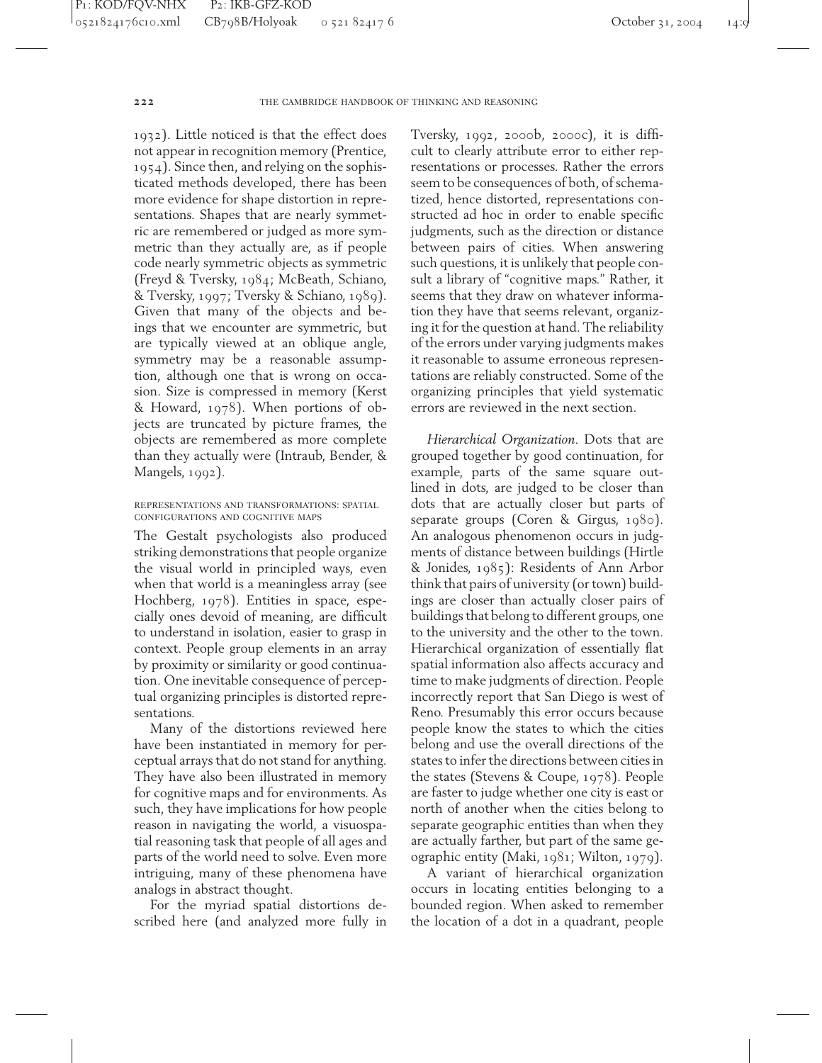1932). Little noticed is that the effect does not appear in recognition memory (Prentice, 1954). Since then, and relying on the sophisticated methods developed, there has been more evidence for shape distortion in representations. Shapes that are nearly symmetric are remembered or judged as more symmetric than they actually are, as if people code nearly symmetric objects as symmetric (Freyd & Tversky, 1984; McBeath, Schiano, & Tversky, 1997; Tversky & Schiano, 1989). Given that many of the objects and beings that we encounter are symmetric, but are typically viewed at an oblique angle, symmetry may be a reasonable assumption, although one that is wrong on occasion. Size is compressed in memory (Kerst & Howard, 1978). When portions of objects are truncated by picture frames, the objects are remembered as more complete than they actually were (Intraub, Bender, & Mangels, 1992).

### REPRESENTATIONS AND TRANSFORMATIONS: SPATIAL CONFIGURATIONS AND COGNITIVE MAPS

The Gestalt psychologists also produced striking demonstrations that people organize the visual world in principled ways, even when that world is a meaningless array (see Hochberg, 1978). Entities in space, especially ones devoid of meaning, are difficult to understand in isolation, easier to grasp in context. People group elements in an array by proximity or similarity or good continuation. One inevitable consequence of perceptual organizing principles is distorted representations.

Many of the distortions reviewed here have been instantiated in memory for perceptual arrays that do not stand for anything. They have also been illustrated in memory for cognitive maps and for environments. As such, they have implications for how people reason in navigating the world, a visuospatial reasoning task that people of all ages and parts of the world need to solve. Even more intriguing, many of these phenomena have analogs in abstract thought.

For the myriad spatial distortions described here (and analyzed more fully in Tversky, 1992, 2000b, 2000c), it is difficult to clearly attribute error to either representations or processes. Rather the errors seem to be consequences of both, of schematized, hence distorted, representations constructed ad hoc in order to enable specific judgments, such as the direction or distance between pairs of cities. When answering such questions, it is unlikely that people consult a library of "cognitive maps." Rather, it seems that they draw on whatever information they have that seems relevant, organizing it for the question at hand. The reliability of the errors under varying judgments makes it reasonable to assume erroneous representations are reliably constructed. Some of the organizing principles that yield systematic errors are reviewed in the next section.

*Hierarchical Organization*. Dots that are grouped together by good continuation, for example, parts of the same square outlined in dots, are judged to be closer than dots that are actually closer but parts of separate groups (Coren & Girgus, 1980). An analogous phenomenon occurs in judgments of distance between buildings (Hirtle & Jonides, 1985): Residents of Ann Arbor think that pairs of university (or town) buildings are closer than actually closer pairs of buildings that belong to different groups, one to the university and the other to the town. Hierarchical organization of essentially flat spatial information also affects accuracy and time to make judgments of direction. People incorrectly report that San Diego is west of Reno. Presumably this error occurs because people know the states to which the cities belong and use the overall directions of the states to infer the directions between cities in the states (Stevens & Coupe, 1978). People are faster to judge whether one city is east or north of another when the cities belong to separate geographic entities than when they are actually farther, but part of the same geographic entity (Maki, 1981; Wilton, 1979).

A variant of hierarchical organization occurs in locating entities belonging to a bounded region. When asked to remember the location of a dot in a quadrant, people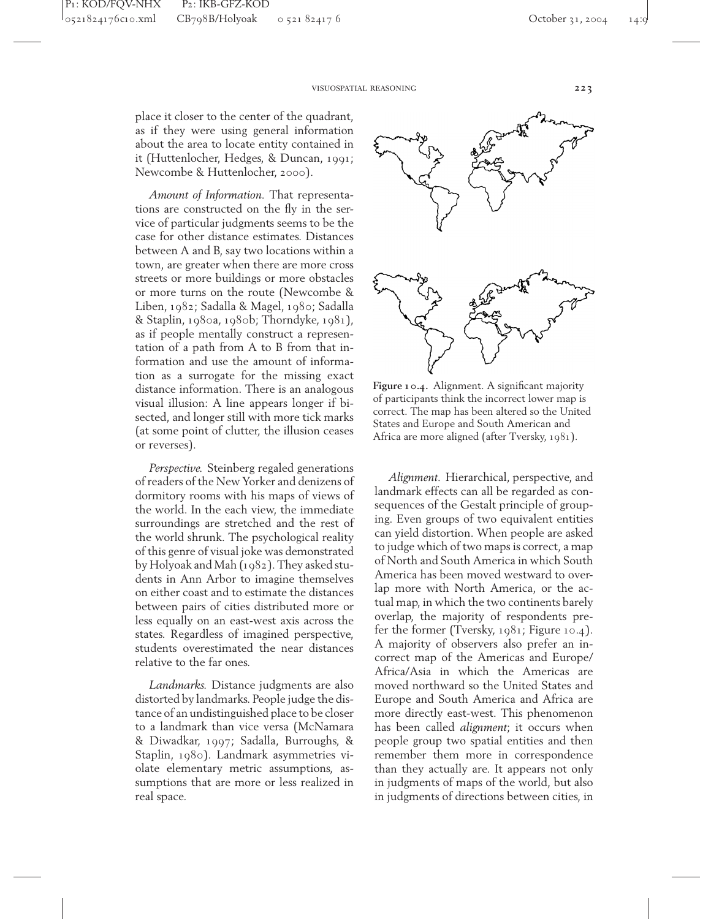place it closer to the center of the quadrant, as if they were using general information about the area to locate entity contained in it (Huttenlocher, Hedges, & Duncan, 1991; Newcombe & Huttenlocher, 2000).

*Amount of Information.* That representations are constructed on the fly in the service of particular judgments seems to be the case for other distance estimates. Distances between A and B, say two locations within a town, are greater when there are more cross streets or more buildings or more obstacles or more turns on the route (Newcombe & Liben, 1982; Sadalla & Magel, 1980; Sadalla & Staplin, 1980a, 1980b; Thorndyke, 1981), as if people mentally construct a representation of a path from A to B from that information and use the amount of information as a surrogate for the missing exact distance information. There is an analogous visual illusion: A line appears longer if bisected, and longer still with more tick marks (at some point of clutter, the illusion ceases or reverses).

*Perspective.* Steinberg regaled generations of readers of the New Yorker and denizens of dormitory rooms with his maps of views of the world. In the each view, the immediate surroundings are stretched and the rest of the world shrunk. The psychological reality of this genre of visual joke was demonstrated by Holyoak and Mah (1982). They asked students in Ann Arbor to imagine themselves on either coast and to estimate the distances between pairs of cities distributed more or less equally on an east-west axis across the states. Regardless of imagined perspective, students overestimated the near distances relative to the far ones.

*Landmarks.* Distance judgments are also distorted by landmarks. People judge the distance of an undistinguished place to be closer to a landmark than vice versa (McNamara & Diwadkar, 1997; Sadalla, Burroughs, & Staplin, 1980). Landmark asymmetries violate elementary metric assumptions, assumptions that are more or less realized in real space.

**Figure 10.4.** Alignment. A significant majority of participants think the incorrect lower map is correct. The map has been altered so the United States and Europe and South American and Africa are more aligned (after Tversky, 1981).

*Alignment.* Hierarchical, perspective, and landmark effects can all be regarded as consequences of the Gestalt principle of grouping. Even groups of two equivalent entities can yield distortion. When people are asked to judge which of two maps is correct, a map of North and South America in which South America has been moved westward to overlap more with North America, or the actual map, in which the two continents barely overlap, the majority of respondents prefer the former (Tversky, 1981; Figure 10.4). A majority of observers also prefer an incorrect map of the Americas and Europe/Africa/Asia in which the Americas are moved northward so the United States and Europe and South America and Africa are more directly east-west. This phenomenon has been called *alignment*; it occurs when people group two spatial entities and then remember them more in correspondence than they actually are. It appears not only in judgments of maps of the world, but also in judgments of directions between cities, in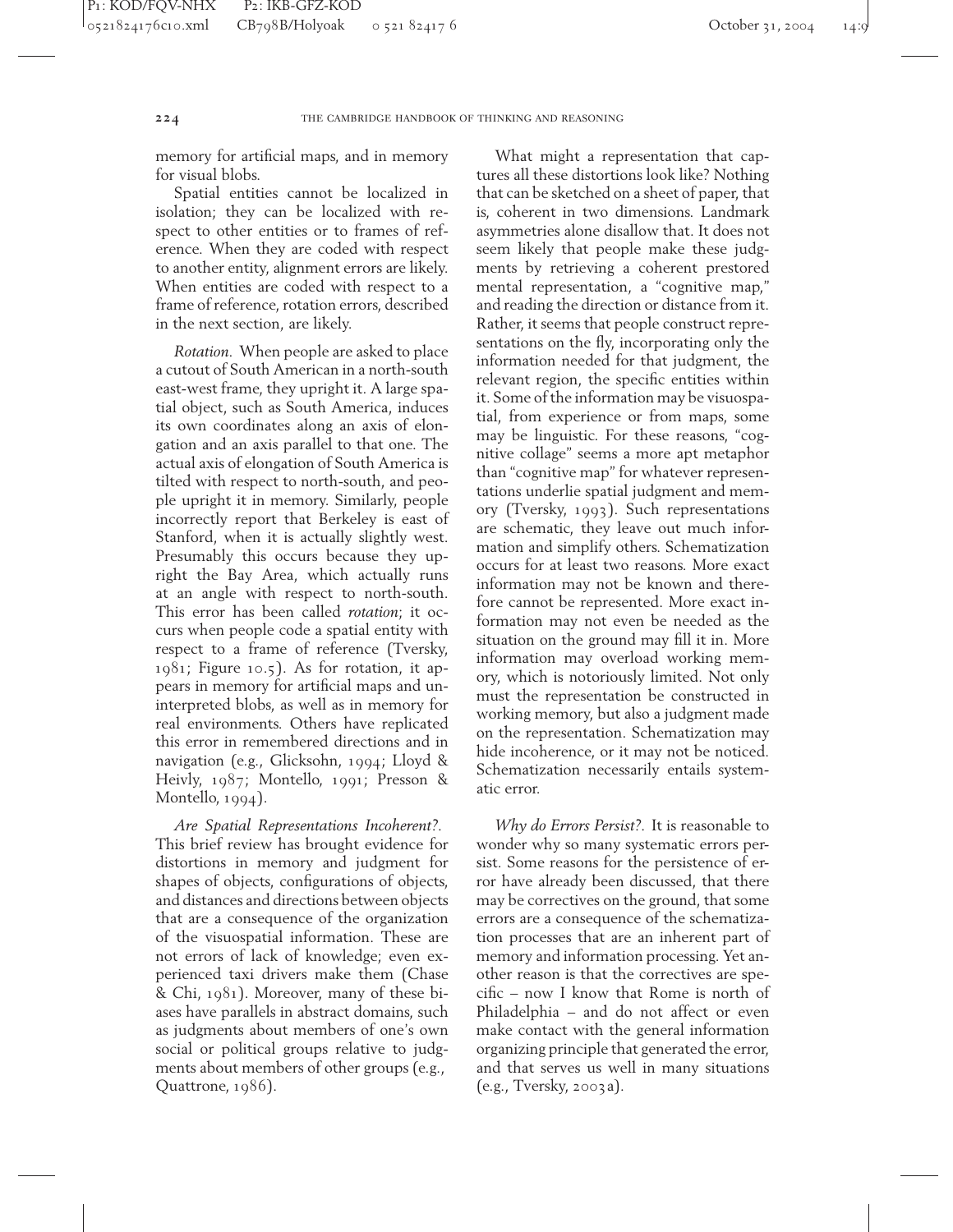memory for artificial maps, and in memory for visual blobs.

Spatial entities cannot be localized in isolation; they can be localized with respect to other entities or to frames of reference. When they are coded with respect to another entity, alignment errors are likely. When entities are coded with respect to a frame of reference, rotation errors, described in the next section, are likely.

*Rotation*. When people are asked to place a cutout of South American in a north-south east-west frame, they upright it. A large spatial object, such as South America, induces its own coordinates along an axis of elongation and an axis parallel to that one. The actual axis of elongation of South America is tilted with respect to north-south, and people upright it in memory. Similarly, people incorrectly report that Berkeley is east of Stanford, when it is actually slightly west. Presumably this occurs because they upright the Bay Area, which actually runs at an angle with respect to north-south. This error has been called *rotation*; it occurs when people code a spatial entity with respect to a frame of reference (Tversky, 1981; Figure 10.5). As for rotation, it appears in memory for artificial maps and uninterpreted blobs, as well as in memory for real environments. Others have replicated this error in remembered directions and in navigation (e.g., Glicksohn, 1994; Lloyd & Heivly, 1987; Montello, 1991; Presson & Montello, 1994).

*Are Spatial Representations Incoherent?*. This brief review has brought evidence for distortions in memory and judgment for shapes of objects, configurations of objects, and distances and directions between objects that are a consequence of the organization of the visuospatial information. These are not errors of lack of knowledge; even experienced taxi drivers make them (Chase & Chi, 1981). Moreover, many of these biases have parallels in abstract domains, such as judgments about members of one's own social or political groups relative to judgments about members of other groups (e.g., Quattrone, 1986).

What might a representation that captures all these distortions look like? Nothing that can be sketched on a sheet of paper, that is, coherent in two dimensions. Landmark asymmetries alone disallow that. It does not seem likely that people make these judgments by retrieving a coherent prestored mental representation, a "cognitive map," and reading the direction or distance from it. Rather, it seems that people construct representations on the fly, incorporating only the information needed for that judgment, the relevant region, the specific entities within it. Some of the information may be visuospatial, from experience or from maps, some may be linguistic. For these reasons, "cognitive collage" seems a more apt metaphor than "cognitive map" for whatever representations underlie spatial judgment and memory (Tversky, 1993). Such representations are schematic, they leave out much information and simplify others. Schematization occurs for at least two reasons. More exact information may not be known and therefore cannot be represented. More exact information may not even be needed as the situation on the ground may fill it in. More information may overload working memory, which is notoriously limited. Not only must the representation be constructed in working memory, but also a judgment made on the representation. Schematization may hide incoherence, or it may not be noticed. Schematization necessarily entails systematic error.

*Why do Errors Persist?*. It is reasonable to wonder why so many systematic errors persist. Some reasons for the persistence of error have already been discussed, that there may be correctives on the ground, that some errors are a consequence of the schematization processes that are an inherent part of memory and information processing. Yet another reason is that the correctives are specific – now I know that Rome is north of Philadelphia – and do not affect or even make contact with the general information organizing principle that generated the error, and that serves us well in many situations (e.g., Tversky, 2003a).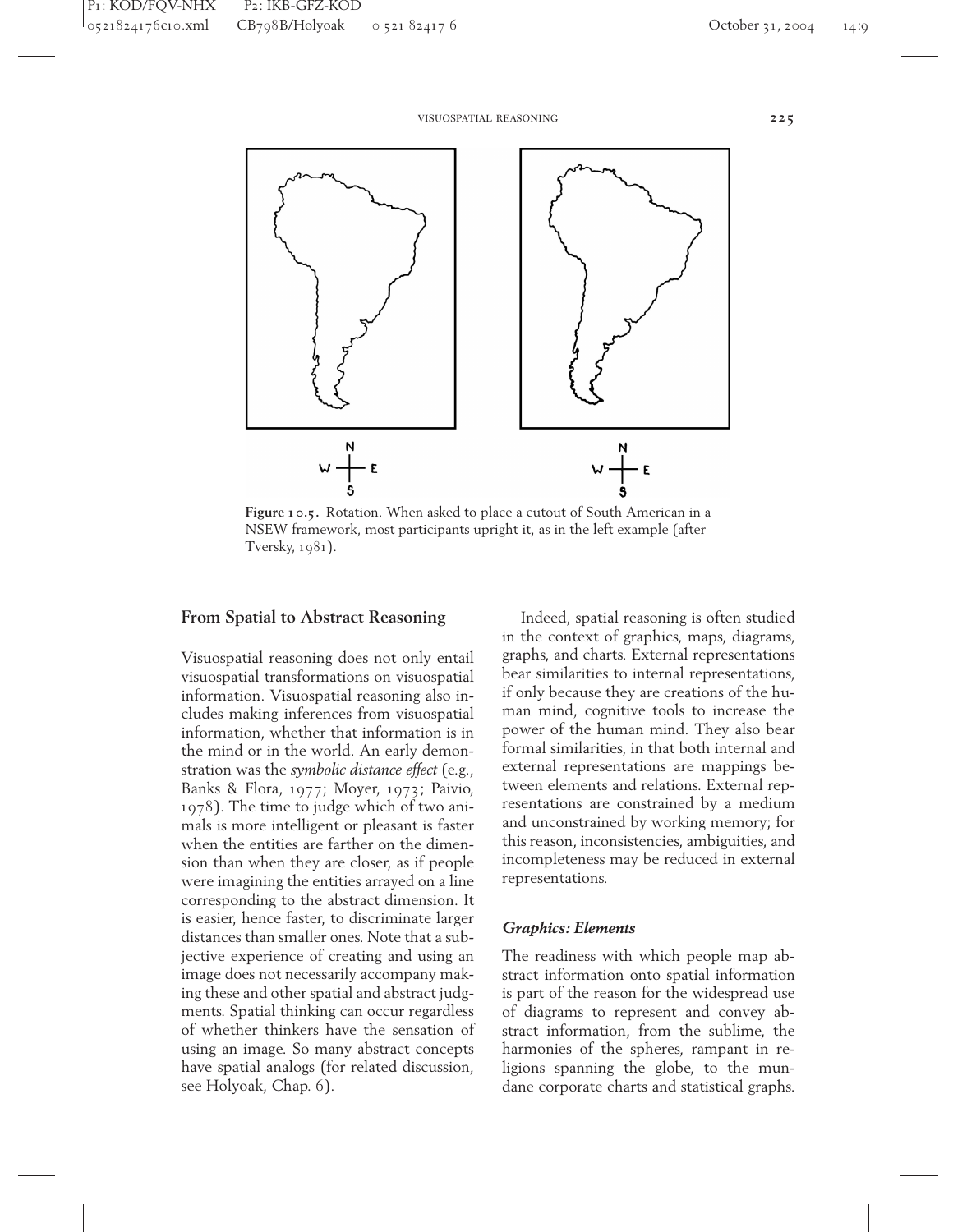N

W E

S

N

W E

S

**Figure 10.5.** Rotation. When asked to place a cutout of South American in a NSEW framework, most participants upright it, as in the left example (after Tversky, 1981).

## From Spatial to Abstract Reasoning

Visuospatial reasoning does not only entail visuospatial transformations on visuospatial information. Visuospatial reasoning also includes making inferences from visuospatial information, whether that information is in the mind or in the world. An early demonstration was the *symbolic distance effect* (e.g., Banks & Flora, 1977; Moyer, 1973; Paivio, 1978). The time to judge which of two animals is more intelligent or pleasant is faster when the entities are farther on the dimension than when they are closer, as if people were imagining the entities arrayed on a line corresponding to the abstract dimension. It is easier, hence faster, to discriminate larger distances than smaller ones. Note that a subjective experience of creating and using an image does not necessarily accompany making these and other spatial and abstract judgments. Spatial thinking can occur regardless of whether thinkers have the sensation of using an image. So many abstract concepts have spatial analogs (for related discussion, see Holyoak, Chap. 6).

Indeed, spatial reasoning is often studied in the context of graphics, maps, diagrams, graphs, and charts. External representations bear similarities to internal representations, if only because they are creations of the human mind, cognitive tools to increase the power of the human mind. They also bear formal similarities, in that both internal and external representations are mappings between elements and relations. External representations are constrained by a medium and unconstrained by working memory; for this reason, inconsistencies, ambiguities, and incompleteness may be reduced in external representations.

### *Graphics: Elements*

The readiness with which people map abstract information onto spatial information is part of the reason for the widespread use of diagrams to represent and convey abstract information, from the sublime, the harmonies of the spheres, rampant in religions spanning the globe, to the mundane corporate charts and statistical graphs.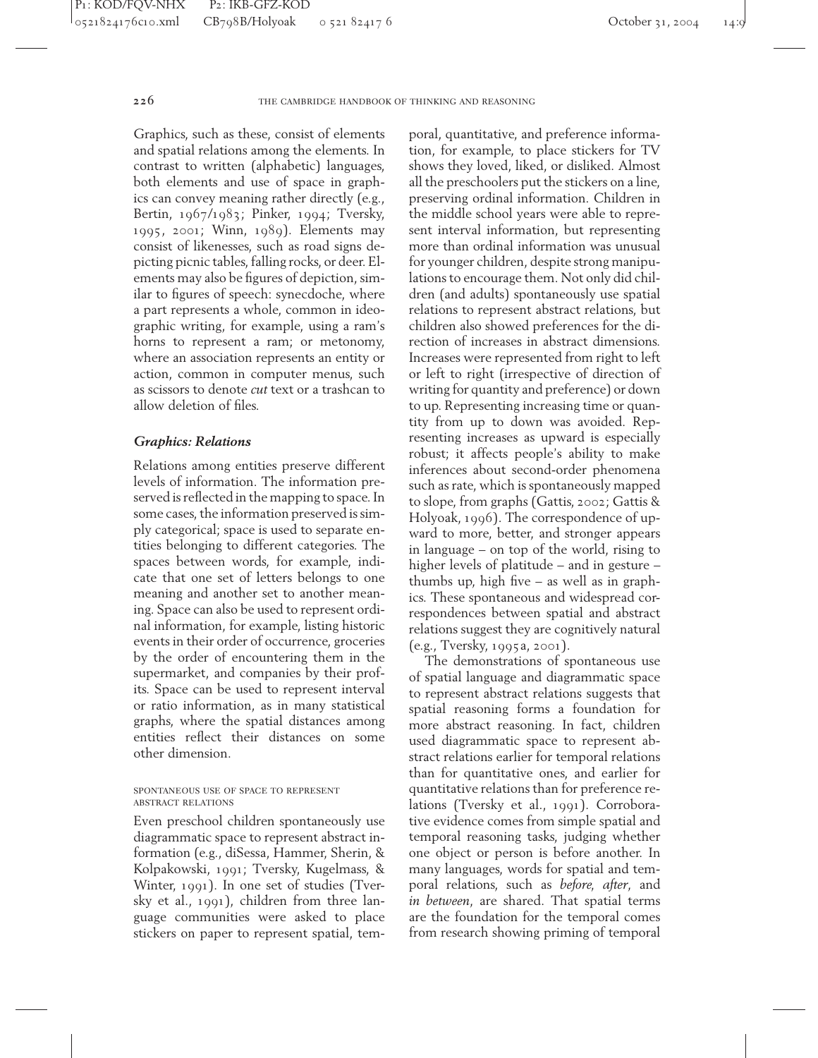Graphics, such as these, consist of elements and spatial relations among the elements. In contrast to written (alphabetic) languages, both elements and use of space in graphics can convey meaning rather directly (e.g., Bertin, 1967/1983; Pinker, 1994; Tversky, 1995, 2001; Winn, 1989). Elements may consist of likenesses, such as road signs depicting picnic tables, falling rocks, or deer. Elements may also be figures of depiction, similar to figures of speech: synecdoche, where a part represents a whole, common in ideographic writing, for example, using a ram's horns to represent a ram; or metonomy, where an association represents an entity or action, common in computer menus, such as scissors to denote *cut* text or a trashcan to allow deletion of files.

### *Graphics: Relations*

Relations among entities preserve different levels of information. The information preserved is reflected in the mapping to space. In some cases, the information preserved is simply categorical; space is used to separate entities belonging to different categories. The spaces between words, for example, indicate that one set of letters belongs to one meaning and another set to another meaning. Space can also be used to represent ordinal information, for example, listing historic events in their order of occurrence, groceries by the order of encountering them in the supermarket, and companies by their profits. Space can be used to represent interval or ratio information, as in many statistical graphs, where the spatial distances among entities reflect their distances on some other dimension.

#### SPONTANEOUS USE OF SPACE TO REPRESENT ABSTRACT RELATIONS

Even preschool children spontaneously use diagrammatic space to represent abstract information (e.g., diSessa, Hammer, Sherin, & Kolpakowski, 1991; Tversky, Kugelmass, & Winter, 1991). In one set of studies (Tversky et al., 1991), children from three language communities were asked to place stickers on paper to represent spatial, temporal, quantitative, and preference information, for example, to place stickers for TV shows they loved, liked, or disliked. Almost all the preschoolers put the stickers on a line, preserving ordinal information. Children in the middle school years were able to represent interval information, but representing more than ordinal information was unusual for younger children, despite strong manipulations to encourage them. Not only did children (and adults) spontaneously use spatial relations to represent abstract relations, but children also showed preferences for the direction of increases in abstract dimensions. Increases were represented from right to left or left to right (irrespective of direction of writing for quantity and preference) or down to up. Representing increasing time or quantity from up to down was avoided. Representing increases as upward is especially robust; it affects people's ability to make inferences about second-order phenomena such as rate, which is spontaneously mapped to slope, from graphs (Gattis, 2002; Gattis & Holyoak, 1996). The correspondence of upward to more, better, and stronger appears in language – on top of the world, rising to higher levels of platitude – and in gesture – thumbs up, high five – as well as in graphics. These spontaneous and widespread correspondences between spatial and abstract relations suggest they are cognitively natural (e.g., Tversky, 1995a, 2001).

The demonstrations of spontaneous use of spatial language and diagrammatic space to represent abstract relations suggests that spatial reasoning forms a foundation for more abstract reasoning. In fact, children used diagrammatic space to represent abstract relations earlier for temporal relations than for quantitative ones, and earlier for quantitative relations than for preference relations (Tversky et al., 1991). Corroborative evidence comes from simple spatial and temporal reasoning tasks, judging whether one object or person is before another. In many languages, words for spatial and temporal relations, such as *before*, *after*, and *in between*, are shared. That spatial terms are the foundation for the temporal comes from research showing priming of temporal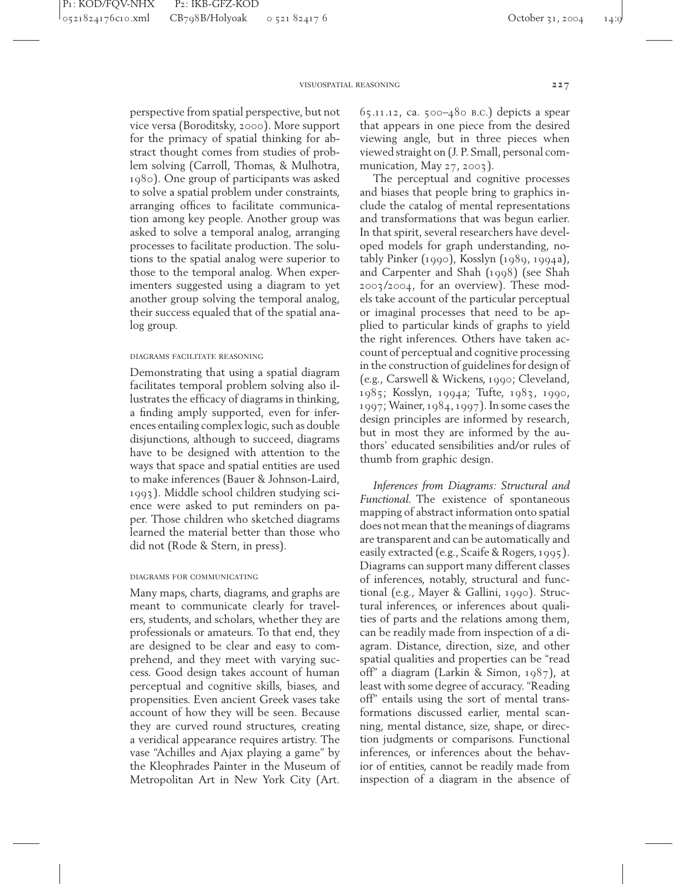perspective from spatial perspective, but not vice versa (Boroditsky, 2000). More support for the primacy of spatial thinking for abstract thought comes from studies of problem solving (Carroll, Thomas, & Mulhotra, 1980). One group of participants was asked to solve a spatial problem under constraints, arranging offices to facilitate communication among key people. Another group was asked to solve a temporal analog, arranging processes to facilitate production. The solutions to the spatial analog were superior to those to the temporal analog. When experimenters suggested using a diagram to yet another group solving the temporal analog, their success equaled that of the spatial analog group.

#### DIAGRAMS FACILITATE REASONING

Demonstrating that using a spatial diagram facilitates temporal problem solving also illustrates the efficacy of diagrams in thinking, a finding amply supported, even for inferences entailing complex logic, such as double disjunctions, although to succeed, diagrams have to be designed with attention to the ways that space and spatial entities are used to make inferences (Bauer & Johnson-Laird, 1993). Middle school children studying science were asked to put reminders on paper. Those children who sketched diagrams learned the material better than those who did not (Rode & Stern, in press).

#### DIAGRAMS FOR COMMUNICATING

Many maps, charts, diagrams, and graphs are meant to communicate clearly for travelers, students, and scholars, whether they are professionals or amateurs. To that end, they are designed to be clear and easy to comprehend, and they meet with varying success. Good design takes account of human perceptual and cognitive skills, biases, and propensities. Even ancient Greek vases take account of how they will be seen. Because they are curved round structures, creating a veridical appearance requires artistry. The vase "Achilles and Ajax playing a game" by the Kleophrades Painter in the Museum of Metropolitan Art in New York City (Art. 65.11.12, ca. 500–480 B.C.) depicts a spear that appears in one piece from the desired viewing angle, but in three pieces when viewed straight on (J. P. Small, personal communication, May 27, 2003).

The perceptual and cognitive processes and biases that people bring to graphics include the catalog of mental representations and transformations that was begun earlier. In that spirit, several researchers have developed models for graph understanding, notably Pinker (1990), Kosslyn (1989, 1994a), and Carpenter and Shah (1998) (see Shah 2003/2004, for an overview). These models take account of the particular perceptual or imaginal processes that need to be applied to particular kinds of graphs to yield the right inferences. Others have taken account of perceptual and cognitive processing in the construction of guidelines for design of (e.g., Carswell & Wickens, 1990; Cleveland, 1985; Kosslyn, 1994a; Tufte, 1983, 1990, 1997; Wainer, 1984, 1997). In some cases the design principles are informed by research, but in most they are informed by the authors' educated sensibilities and/or rules of thumb from graphic design.

*Inferences from Diagrams: Structural and Functional.* The existence of spontaneous mapping of abstract information onto spatial does not mean that the meanings of diagrams are transparent and can be automatically and easily extracted (e.g., Scaife & Rogers, 1995). Diagrams can support many different classes of inferences, notably, structural and functional (e.g., Mayer & Gallini, 1990). Structural inferences, or inferences about qualities of parts and the relations among them, can be readily made from inspection of a diagram. Distance, direction, size, and other spatial qualities and properties can be "read off" a diagram (Larkin & Simon, 1987), at least with some degree of accuracy. "Reading off" entails using the sort of mental transformations discussed earlier, mental scanning, mental distance, size, shape, or direction judgments or comparisons. Functional inferences, or inferences about the behavior of entities, cannot be readily made from inspection of a diagram in the absence of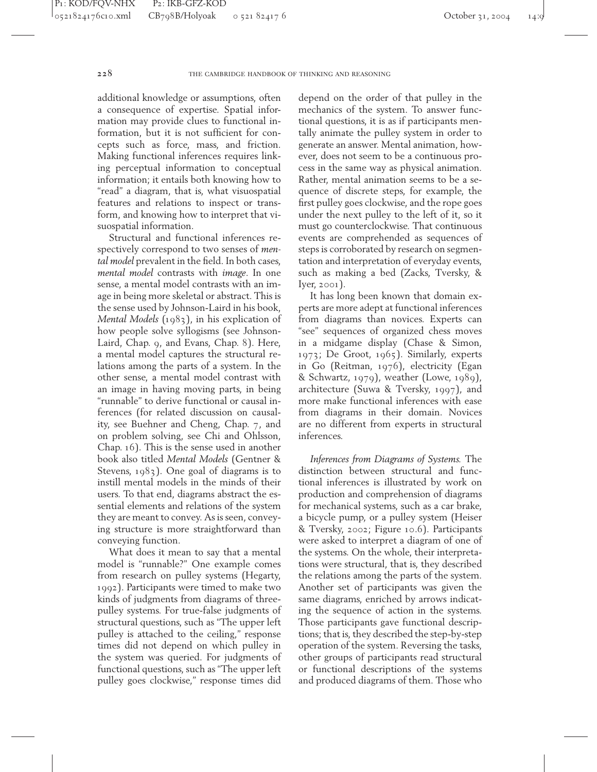additional knowledge or assumptions, often a consequence of expertise. Spatial information may provide clues to functional information, but it is not sufficient for concepts such as force, mass, and friction. Making functional inferences requires linking perceptual information to conceptual information; it entails both knowing how to "read" a diagram, that is, what visuospatial features and relations to inspect or transform, and knowing how to interpret that visuospatial information.

Structural and functional inferences respectively correspond to two senses of *mental model* prevalent in the field. In both cases, *mental model* contrasts with *image*. In one sense, a mental model contrasts with an image in being more skeletal or abstract. This is the sense used by Johnson-Laird in his book, *Mental Models* (1983), in his explication of how people solve syllogisms (see Johnson-Laird, Chap. 9, and Evans, Chap. 8). Here, a mental model captures the structural relations among the parts of a system. In the other sense, a mental model contrast with an image in having moving parts, in being "runnable" to derive functional or causal inferences (for related discussion on causality, see Buehner and Cheng, Chap. 7, and on problem solving, see Chi and Ohlsson, Chap. 16). This is the sense used in another book also titled *Mental Models* (Gentner & Stevens, 1983). One goal of diagrams is to instill mental models in the minds of their users. To that end, diagrams abstract the essential elements and relations of the system they are meant to convey. As is seen, conveying structure is more straightforward than conveying function.

What does it mean to say that a mental model is "runnable?" One example comes from research on pulley systems (Hegarty, 1992). Participants were timed to make two kinds of judgments from diagrams of three-pulley systems. For true-false judgments of structural questions, such as "The upper left pulley is attached to the ceiling," response times did not depend on which pulley in the system was queried. For judgments of functional questions, such as "The upper left pulley goes clockwise," response times did depend on the order of that pulley in the mechanics of the system. To answer functional questions, it is as if participants mentally animate the pulley system in order to generate an answer. Mental animation, however, does not seem to be a continuous process in the same way as physical animation. Rather, mental animation seems to be a sequence of discrete steps, for example, the first pulley goes clockwise, and the rope goes under the next pulley to the left of it, so it must go counterclockwise. That continuous events are comprehended as sequences of steps is corroborated by research on segmentation and interpretation of everyday events, such as making a bed (Zacks, Tversky, & Iyer, 2001).

It has long been known that domain experts are more adept at functional inferences from diagrams than novices. Experts can "see" sequences of organized chess moves in a midgame display (Chase & Simon, 1973; De Groot, 1965). Similarly, experts in Go (Reitman, 1976), electricity (Egan & Schwartz, 1979), weather (Lowe, 1989), architecture (Suwa & Tversky, 1997), and more make functional inferences with ease from diagrams in their domain. Novices are no different from experts in structural inferences.

*Inferences from Diagrams of Systems.* The distinction between structural and functional inferences is illustrated by work on production and comprehension of diagrams for mechanical systems, such as a car brake, a bicycle pump, or a pulley system (Heiser & Tversky, 2002; Figure 10.6). Participants were asked to interpret a diagram of one of the systems. On the whole, their interpretations were structural, that is, they described the relations among the parts of the system. Another set of participants was given the same diagrams, enriched by arrows indicating the sequence of action in the systems. Those participants gave functional descriptions; that is, they described the step-by-step operation of the system. Reversing the tasks, other groups of participants read structural or functional descriptions of the systems and produced diagrams of them. Those who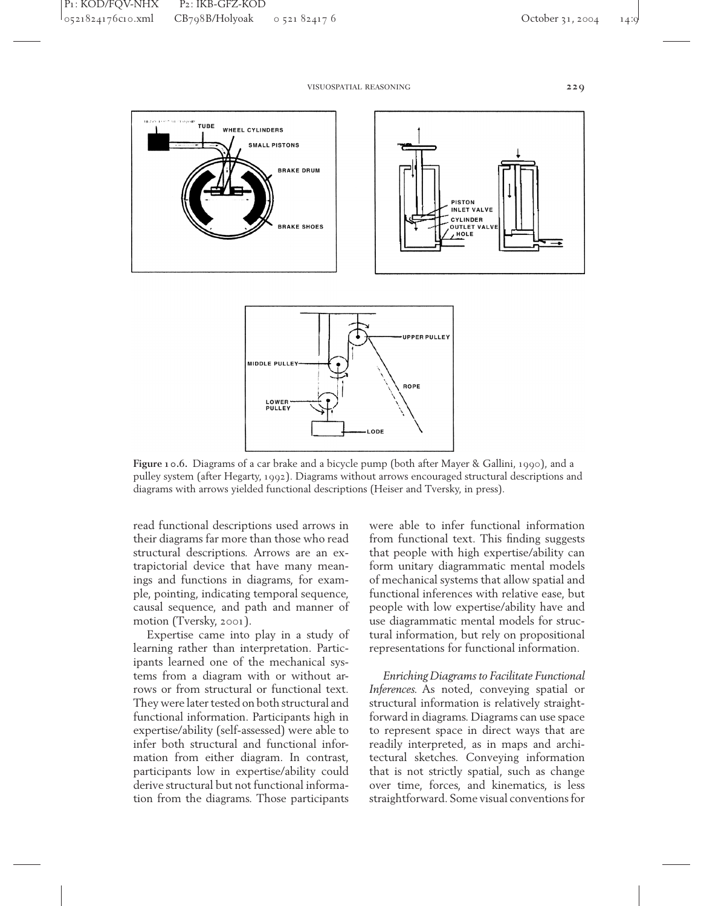**Figure 10.6.** Diagrams of a car brake and a bicycle pump (both after Mayer & Gallini, 1990), and a pulley system (after Hegarty, 1992). Diagrams without arrows encouraged structural descriptions and diagrams with arrows yielded functional descriptions (Heiser and Tversky, in press).

read functional descriptions used arrows in their diagrams far more than those who read structural descriptions. Arrows are an extrapictorial device that have many meanings and functions in diagrams, for example, pointing, indicating temporal sequence, causal sequence, and path and manner of motion (Tversky, 2001).

Expertise came into play in a study of learning rather than interpretation. Participants learned one of the mechanical systems from a diagram with or without arrows or from structural or functional text. They were later tested on both structural and functional information. Participants high in expertise/ability (self-assessed) were able to infer both structural and functional information from either diagram. In contrast, participants low in expertise/ability could derive structural but not functional information from the diagrams. Those participants were able to infer functional information from functional text. This finding suggests that people with high expertise/ability can form unitary diagrammatic mental models of mechanical systems that allow spatial and functional inferences with relative ease, but people with low expertise/ability have and use diagrammatic mental models for structural information, but rely on propositional representations for functional information.

*Enriching Diagrams to Facilitate Functional Inferences.* As noted, conveying spatial or structural information is relatively straightforward in diagrams. Diagrams can use space to represent space in direct ways that are readily interpreted, as in maps and architectural sketches. Conveying information that is not strictly spatial, such as change over time, forces, and kinematics, is less straightforward. Some visual conventions for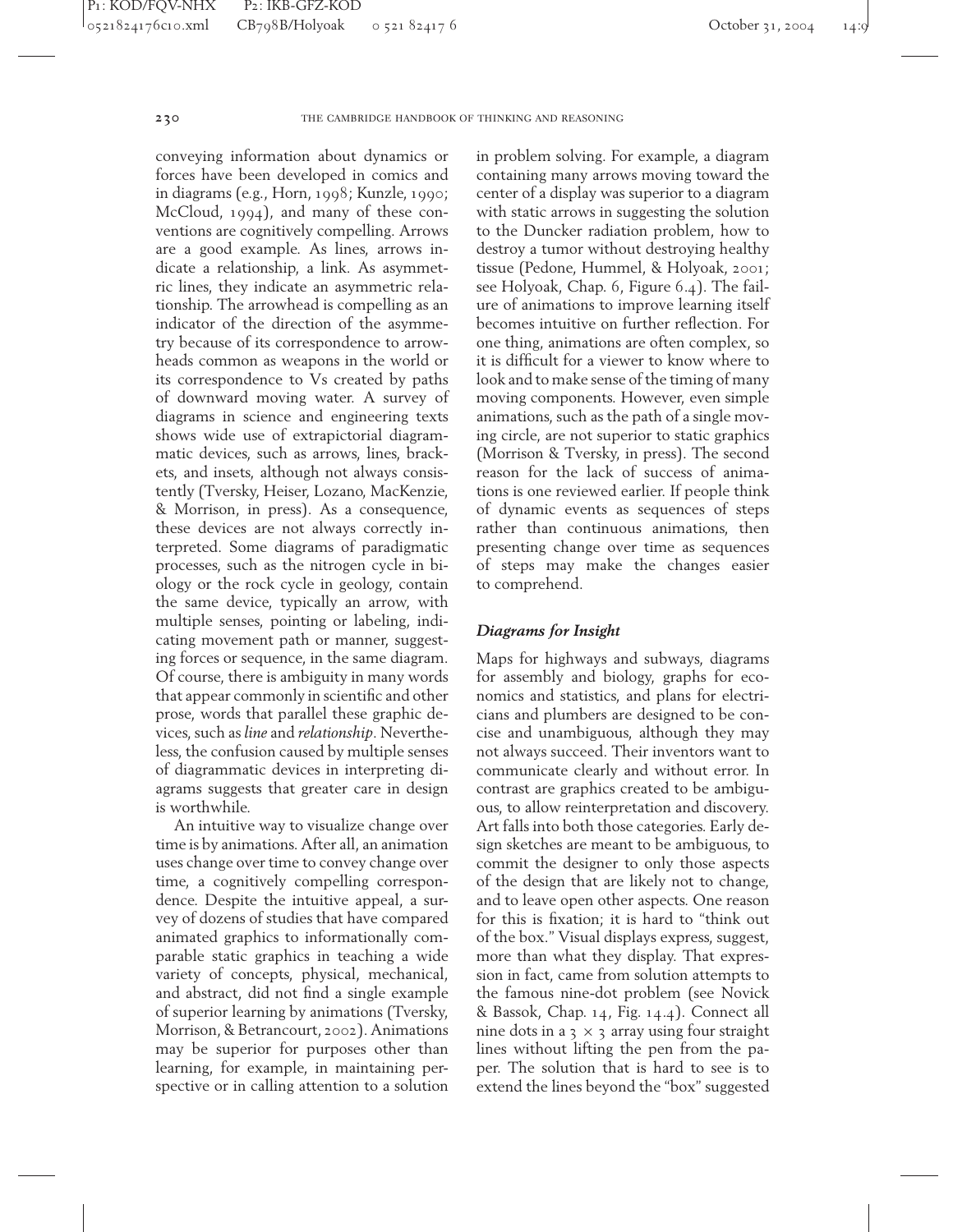conveying information about dynamics or forces have been developed in comics and in diagrams (e.g., Horn, 1998; Kunzle, 1990; McCloud, 1994), and many of these conventions are cognitively compelling. Arrows are a good example. As lines, arrows indicate a relationship, a link. As asymmetric lines, they indicate an asymmetric relationship. The arrowhead is compelling as an indicator of the direction of the asymmetry because of its correspondence to arrowheads common as weapons in the world or its correspondence to Vs created by paths of downward moving water. A survey of diagrams in science and engineering texts shows wide use of extrapictorial diagrammatic devices, such as arrows, lines, brackets, and insets, although not always consistently (Tversky, Heiser, Lozano, MacKenzie, & Morrison, in press). As a consequence, these devices are not always correctly interpreted. Some diagrams of paradigmatic processes, such as the nitrogen cycle in biology or the rock cycle in geology, contain the same device, typically an arrow, with multiple senses, pointing or labeling, indicating movement path or manner, suggesting forces or sequence, in the same diagram. Of course, there is ambiguity in many words that appear commonly in scientific and other prose, words that parallel these graphic devices, such as *line* and *relationship*. Nevertheless, the confusion caused by multiple senses of diagrammatic devices in interpreting diagrams suggests that greater care in design is worthwhile.

An intuitive way to visualize change over time is by animations. After all, an animation uses change over time to convey change over time, a cognitively compelling correspondence. Despite the intuitive appeal, a survey of dozens of studies that have compared animated graphics to informationally comparable static graphics in teaching a wide variety of concepts, physical, mechanical, and abstract, did not find a single example of superior learning by animations (Tversky, Morrison, & Betrancourt, 2002). Animations may be superior for purposes other than learning, for example, in maintaining perspective or in calling attention to a solution in problem solving. For example, a diagram containing many arrows moving toward the center of a display was superior to a diagram with static arrows in suggesting the solution to the Duncker radiation problem, how to destroy a tumor without destroying healthy tissue (Pedone, Hummel, & Holyoak, 2001; see Holyoak, Chap. 6, Figure 6.4). The failure of animations to improve learning itself becomes intuitive on further reflection. For one thing, animations are often complex, so it is difficult for a viewer to know where to look and to make sense of the timing of many moving components. However, even simple animations, such as the path of a single moving circle, are not superior to static graphics (Morrison & Tversky, in press). The second reason for the lack of success of animations is one reviewed earlier. If people think of dynamic events as sequences of steps rather than continuous animations, then presenting change over time as sequences of steps may make the changes easier to comprehend.

### *Diagrams for Insight*

Maps for highways and subways, diagrams for assembly and biology, graphs for economics and statistics, and plans for electricians and plumbers are designed to be concise and unambiguous, although they may not always succeed. Their inventors want to communicate clearly and without error. In contrast are graphics created to be ambiguous, to allow reinterpretation and discovery. Art falls into both those categories. Early design sketches are meant to be ambiguous, to commit the designer to only those aspects of the design that are likely not to change, and to leave open other aspects. One reason for this is fixation; it is hard to "think out of the box." Visual displays express, suggest, more than what they display. That expression in fact, came from solution attempts to the famous nine-dot problem (see Novick & Bassok, Chap. 14, Fig. 14.4). Connect all nine dots in a $3 \times 3$ array using four straight lines without lifting the pen from the paper. The solution that is hard to see is to extend the lines beyond the "box" suggested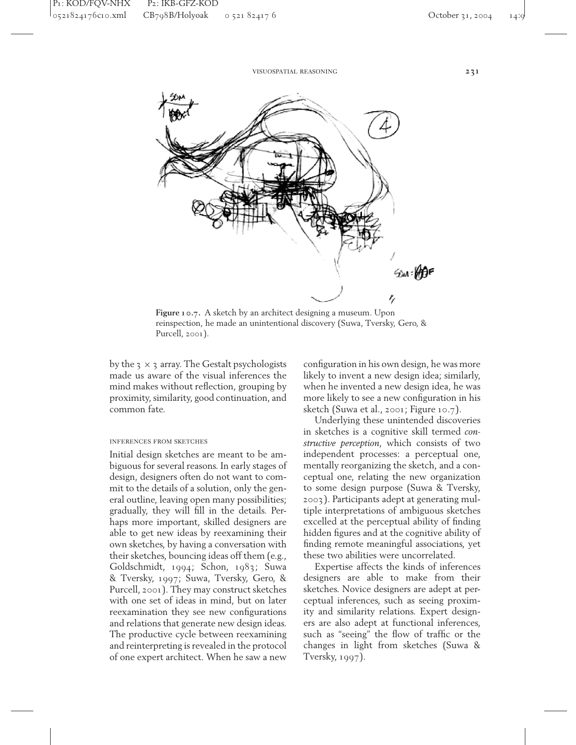Figure 10.7. A sketch by an architect designing a museum. Upon reinspection, he made an unintentional discovery (Suwa, Tversky, Gero, & Purcell, 2001).

by the $3 \times 3$ array. The Gestalt psychologists made us aware of the visual inferences the mind makes without reflection, grouping by proximity, similarity, good continuation, and common fate.

### INFERENCES FROM SKETCHES

Initial design sketches are meant to be ambiguous for several reasons. In early stages of design, designers often do not want to commit to the details of a solution, only the general outline, leaving open many possibilities; gradually, they will fill in the details. Perhaps more important, skilled designers are able to get new ideas by reexamining their own sketches, by having a conversation with their sketches, bouncing ideas off them (e.g., Goldschmidt, 1994; Schon, 1983; Suwa & Tversky, 1997; Suwa, Tversky, Gero, & Purcell, 2001). They may construct sketches with one set of ideas in mind, but on later reexamination they see new configurations and relations that generate new design ideas. The productive cycle between reexamining and reinterpreting is revealed in the protocol of one expert architect. When he saw a new configuration in his own design, he was more likely to invent a new design idea; similarly, when he invented a new design idea, he was more likely to see a new configuration in his sketch (Suwa et al., 2001; Figure 10.7).

Underlying these unintended discoveries in sketches is a cognitive skill termed *constructive perception*, which consists of two independent processes: a perceptual one, mentally reorganizing the sketch, and a conceptual one, relating the new organization to some design purpose (Suwa & Tversky, 2003). Participants adept at generating multiple interpretations of ambiguous sketches excelled at the perceptual ability of finding hidden figures and at the cognitive ability of finding remote meaningful associations, yet these two abilities were uncorrelated.

Expertise affects the kinds of inferences designers are able to make from their sketches. Novice designers are adept at perceptual inferences, such as seeing proximity and similarity relations. Expert designers are also adept at functional inferences, such as "seeing" the flow of traffic or the changes in light from sketches (Suwa & Tversky, 1997).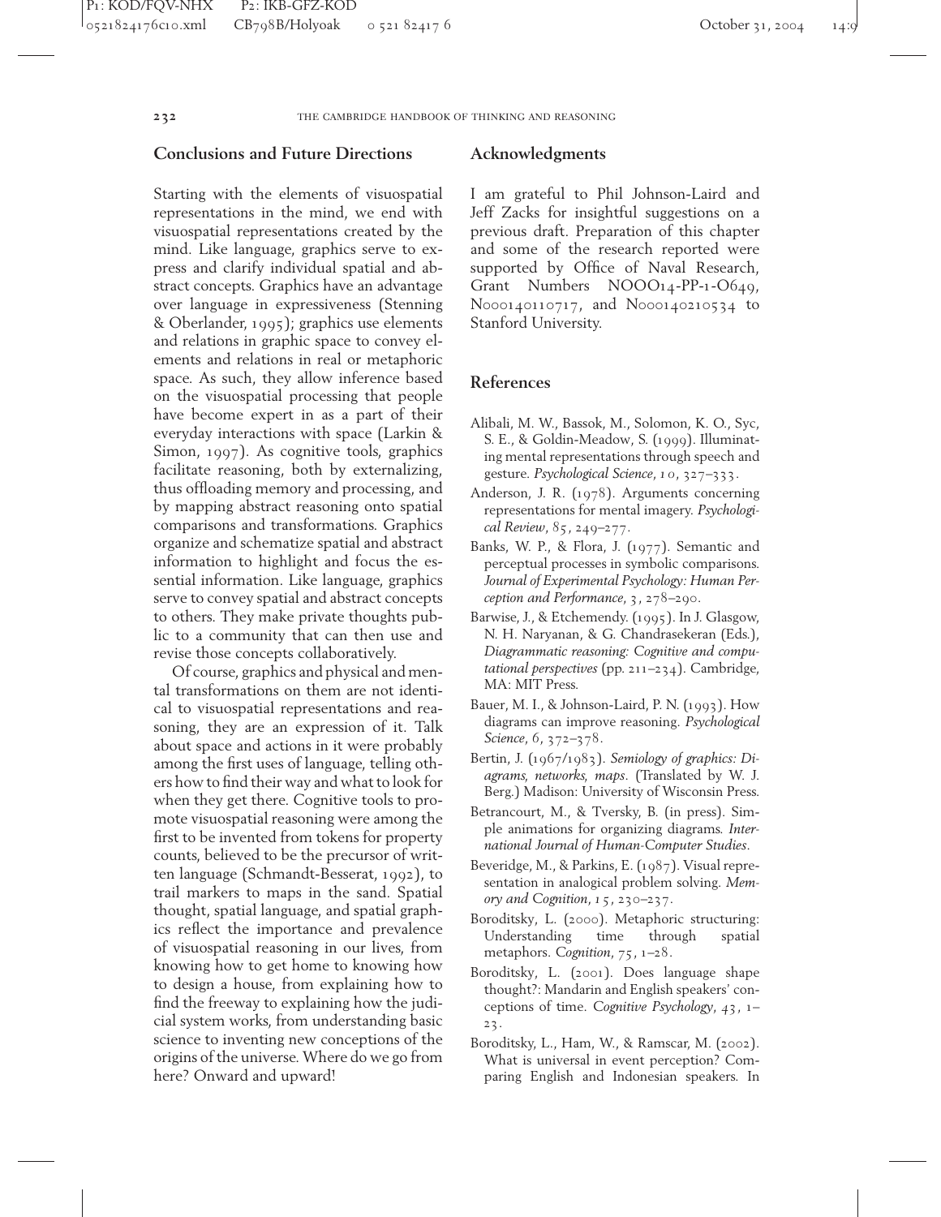## Conclusions and Future Directions

Starting with the elements of visuospatial representations in the mind, we end with visuospatial representations created by the mind. Like language, graphics serve to express and clarify individual spatial and abstract concepts. Graphics have an advantage over language in expressiveness (Stenning & Oberlander, 1995); graphics use elements and relations in graphic space to convey elements and relations in real or metaphoric space. As such, they allow inference based on the visuospatial processing that people have become expert in as a part of their everyday interactions with space (Larkin & Simon, 1997). As cognitive tools, graphics facilitate reasoning, both by externalizing, thus offloading memory and processing, and by mapping abstract reasoning onto spatial comparisons and transformations. Graphics organize and schematize spatial and abstract information to highlight and focus the essential information. Like language, graphics serve to convey spatial and abstract concepts to others. They make private thoughts public to a community that can then use and revise those concepts collaboratively.

Of course, graphics and physical and mental transformations on them are not identical to visuospatial representations and reasoning, they are an expression of it. Talk about space and actions in it were probably among the first uses of language, telling others how to find their way and what to look for when they get there. Cognitive tools to promote visuospatial reasoning were among the first to be invented from tokens for property counts, believed to be the precursor of written language (Schmandt-Besserat, 1992), to trail markers to maps in the sand. Spatial thought, spatial language, and spatial graphics reflect the importance and prevalence of visuospatial reasoning in our lives, from knowing how to get home to knowing how to design a house, from explaining how to find the freeway to explaining how the judicial system works, from understanding basic science to inventing new conceptions of the origins of the universe. Where do we go from here? Onward and upward!

## Acknowledgments

I am grateful to Phil Johnson-Laird and Jeff Zacks for insightful suggestions on a previous draft. Preparation of this chapter and some of the research reported were supported by Office of Naval Research, Grant Numbers NOOO14-PP-1-O649, N000140110717, and N000140210534 to Stanford University.

## References

Alibali, M. W., Bassok, M., Solomon, K. O., Syc, S. E., & Goldin-Meadow, S. (1999). Illuminating mental representations through speech and gesture. *Psychological Science*, *10*, 327–333.

Anderson, J. R. (1978). Arguments concerning representations for mental imagery. *Psychological Review*, *85*, 249–277.

Banks, W. P., & Flora, J. (1977). Semantic and perceptual processes in symbolic comparisons. *Journal of Experimental Psychology: Human Perception and Performance*, *3*, 278–290.

Barwise, J., & Etchemendy. (1995). In J. Glasgow, N. H. Naryanan, & G. Chandrasekeran (Eds.), *Diagrammatic reasoning: Cognitive and computational perspectives* (pp. 211–234). Cambridge, MA: MIT Press.

Bauer, M. I., & Johnson-Laird, P. N. (1993). How diagrams can improve reasoning. *Psychological Science*, *6*, 372–378.

Bertin, J. (1967/1983). *Semiology of graphics: Diagrams, networks, maps*. (Translated by W. J. Berg.) Madison: University of Wisconsin Press.

Betrancourt, M., & Tversky, B. (in press). Simple animations for organizing diagrams. *International Journal of Human-Computer Studies*.

Beveridge, M., & Parkins, E. (1987). Visual representation in analogical problem solving. *Memory and Cognition*, *15*, 230–237.

Boroditsky, L. (2000). Metaphoric structuring: Understanding time through spatial metaphors. *Cognition*, *75*, 1–28.

Boroditsky, L. (2001). Does language shape thought?: Mandarin and English speakers' conceptions of time. *Cognitive Psychology*, *43*, 1–23.

Boroditsky, L., Ham, W., & Ramscar, M. (2002). What is universal in event perception? Comparing English and Indonesian speakers. In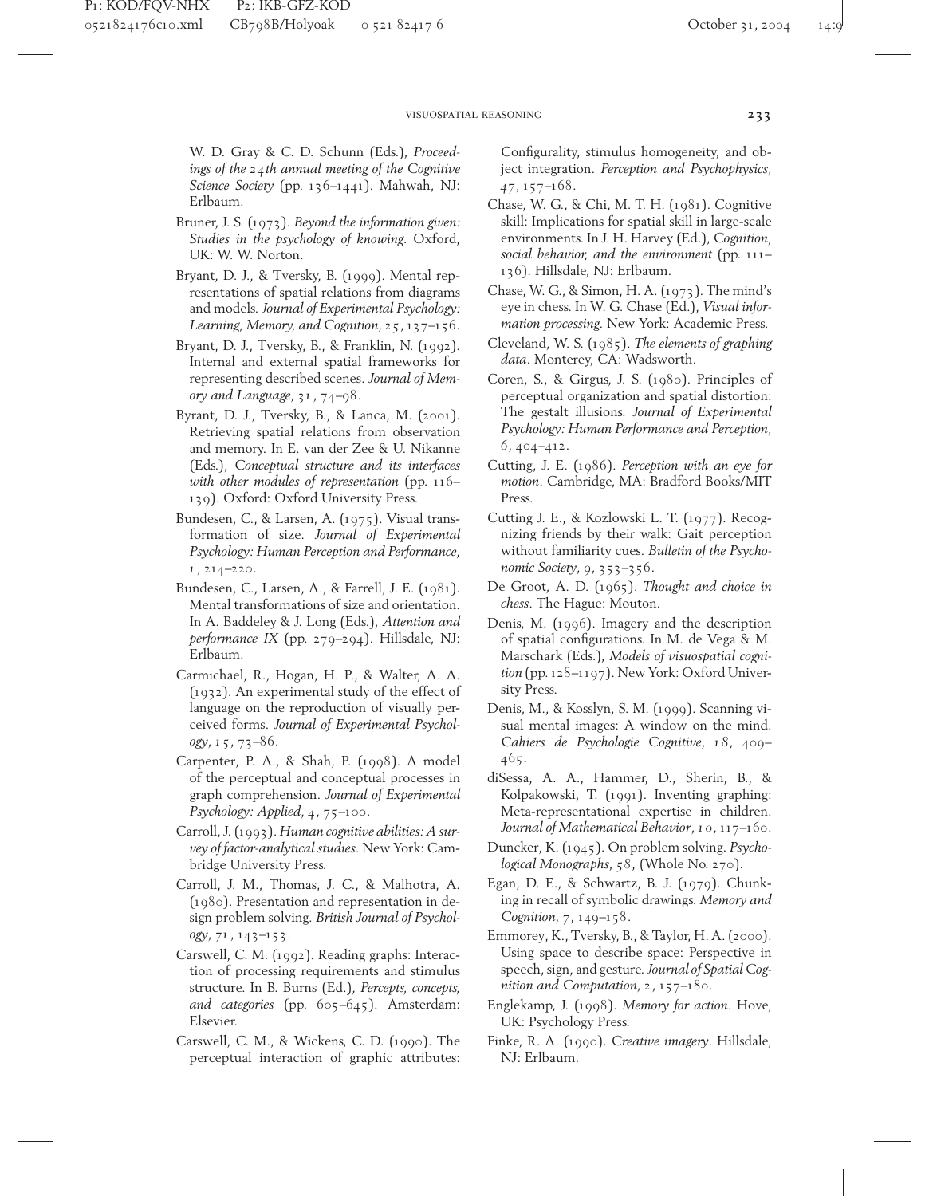W. D. Gray & C. D. Schunn (Eds.), *Proceedings of the 24th annual meeting of the Cognitive Science Society* (pp. 136–1441). Mahwah, NJ: Erlbaum.

Bruner, J. S. (1973). *Beyond the information given: Studies in the psychology of knowing*. Oxford, UK: W. W. Norton.

Bryant, D. J., & Tversky, B. (1999). Mental representations of spatial relations from diagrams and models. *Journal of Experimental Psychology: Learning, Memory, and Cognition*, *25*, 137–156.

Bryant, D. J., Tversky, B., & Franklin, N. (1992). Internal and external spatial frameworks for representing described scenes. *Journal of Memory and Language*, *31*, 74–98.

Byrant, D. J., Tversky, B., & Lanca, M. (2001). Retrieving spatial relations from observation and memory. In E. van der Zee & U. Nikanne (Eds.), *Conceptual structure and its interfaces with other modules of representation* (pp. 116–139). Oxford: Oxford University Press.

Bundesen, C., & Larsen, A. (1975). Visual transformation of size. *Journal of Experimental Psychology: Human Perception and Performance*, *1*, 214–220.

Bundesen, C., Larsen, A., & Farrell, J. E. (1981). Mental transformations of size and orientation. In A. Baddeley & J. Long (Eds.), *Attention and performance IX* (pp. 279–294). Hillsdale, NJ: Erlbaum.

Carmichael, R., Hogan, H. P., & Walter, A. A. (1932). An experimental study of the effect of language on the reproduction of visually perceived forms. *Journal of Experimental Psychology*, *15*, 73–86.

Carpenter, P. A., & Shah, P. (1998). A model of the perceptual and conceptual processes in graph comprehension. *Journal of Experimental Psychology: Applied*, *4*, 75–100.

Carroll, J. (1993). *Human cognitive abilities: A survey of factor-analytical studies*. New York: Cambridge University Press.

Carroll, J. M., Thomas, J. C., & Malhotra, A. (1980). Presentation and representation in design problem solving. *British Journal of Psychology*, *71*, 143–153.

Carswell, C. M. (1992). Reading graphs: Interaction of processing requirements and stimulus structure. In B. Burns (Ed.), *Percepts, concepts, and categories* (pp. 605–645). Amsterdam: Elsevier.

Carswell, C. M., & Wickens, C. D. (1990). The perceptual interaction of graphic attributes: Configurality, stimulus homogeneity, and object integration. *Perception and Psychophysics*, *47*, 157–168.

Chase, W. G., & Chi, M. T. H. (1981). Cognitive skill: Implications for spatial skill in large-scale environments. In J. H. Harvey (Ed.), *Cognition, social behavior, and the environment* (pp. 111–136). Hillsdale, NJ: Erlbaum.

Chase, W. G., & Simon, H. A. (1973). The mind's eye in chess. In W. G. Chase (Ed.), *Visual information processing*. New York: Academic Press.

Cleveland, W. S. (1985). *The elements of graphing data*. Monterey, CA: Wadsworth.

Coren, S., & Girgus, J. S. (1980). Principles of perceptual organization and spatial distortion: The gestalt illusions. *Journal of Experimental Psychology: Human Performance and Perception*, *6*, 404–412.

Cutting, J. E. (1986). *Perception with an eye for motion*. Cambridge, MA: Bradford Books/MIT Press.

Cutting J. E., & Kozlowski L. T. (1977). Recognizing friends by their walk: Gait perception without familiarity cues. *Bulletin of the Psychonomic Society*, *9*, 353–356.

De Groot, A. D. (1965). *Thought and choice in chess*. The Hague: Mouton.

Denis, M. (1996). Imagery and the description of spatial configurations. In M. de Vega & M. Marschark (Eds.), *Models of visuospatial cognition* (pp. 128–1197). New York: Oxford University Press.

Denis, M., & Kosslyn, S. M. (1999). Scanning visual mental images: A window on the mind. *Cahiers de Psychologie Cognitive*, *18*, 409–465.

diSessa, A. A., Hammer, D., Sherin, B., & Kolpakowski, T. (1991). Inventing graphing: Meta-representational expertise in children. *Journal of Mathematical Behavior*, *10*, 117–160.

Duncker, K. (1945). On problem solving. *Psychological Monographs*, *58*, (Whole No. 270).

Egan, D. E., & Schwartz, B. J. (1979). Chunking in recall of symbolic drawings. *Memory and Cognition*, *7*, 149–158.

Emmorey, K., Tversky, B., & Taylor, H. A. (2000). Using space to describe space: Perspective in speech, sign, and gesture. *Journal of Spatial Cognition and Computation*, *2*, 157–180.

Englekamp, J. (1998). *Memory for action*. Hove, UK: Psychology Press.

Finke, R. A. (1990). *Creative imagery*. Hillsdale, NJ: Erlbaum.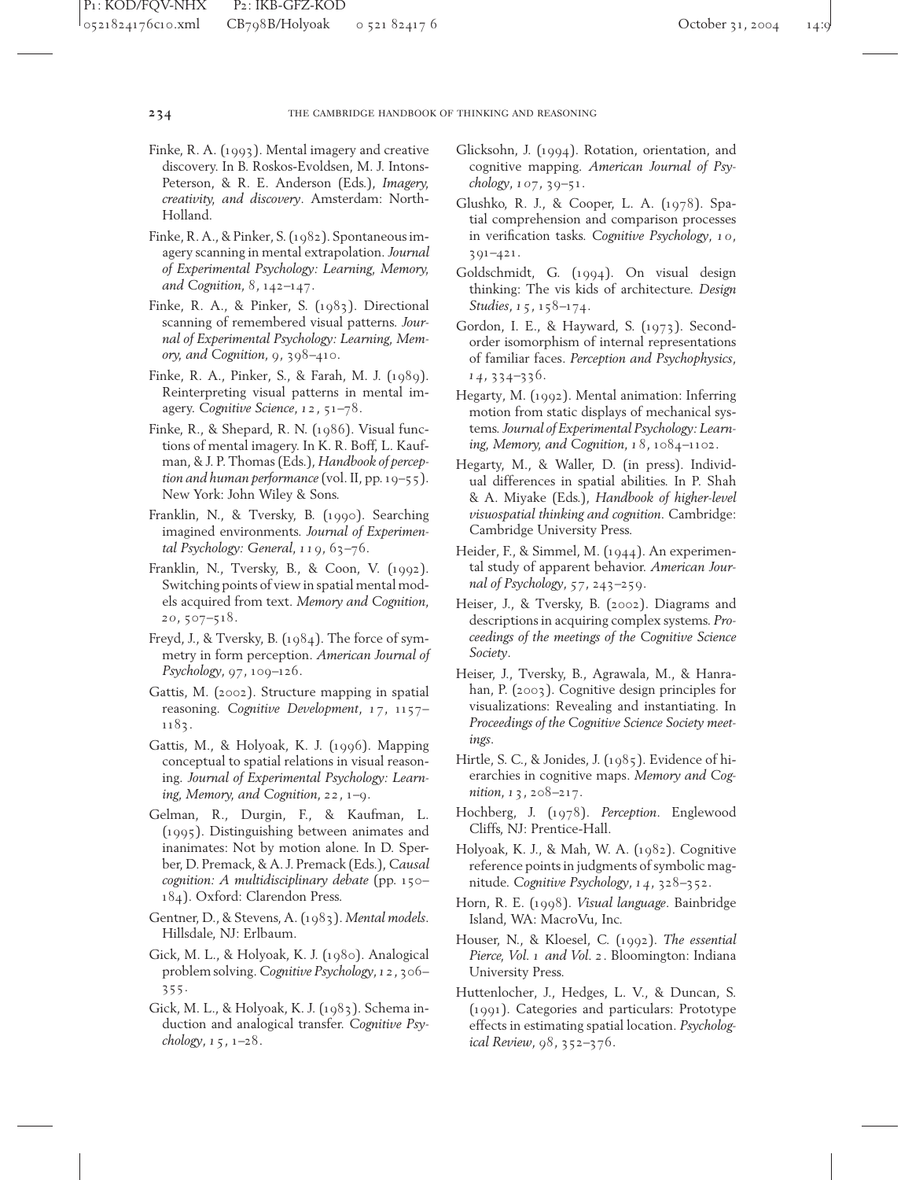Finke, R. A. (1993). Mental imagery and creative discovery. In B. Roskos-Evoldsen, M. J. Intons-Peterson, & R. E. Anderson (Eds.), *Imagery, creativity, and discovery*. Amsterdam: North-Holland.

Finke, R. A., & Pinker, S. (1982). Spontaneous imagery scanning in mental extrapolation. *Journal of Experimental Psychology: Learning, Memory, and Cognition*, 8, 142–147.

Finke, R. A., & Pinker, S. (1983). Directional scanning of remembered visual patterns. *Journal of Experimental Psychology: Learning, Memory, and Cognition*, 9, 398–410.

Finke, R. A., Pinker, S., & Farah, M. J. (1989). Reinterpreting visual patterns in mental imagery. *Cognitive Science*, *12*, 51–78.

Finke, R., & Shepard, R. N. (1986). Visual functions of mental imagery. In K. R. Boff, L. Kaufman, & J. P. Thomas (Eds.), *Handbook of perception and human performance* (vol. II, pp. 19–55). New York: John Wiley & Sons.

Franklin, N., & Tversky, B. (1990). Searching imagined environments. *Journal of Experimental Psychology: General*, *119*, 63–76.

Franklin, N., Tversky, B., & Coon, V. (1992). Switching points of view in spatial mental models acquired from text. *Memory and Cognition*, 20, 507–518.

Freyd, J., & Tversky, B. (1984). The force of symmetry in form perception. *American Journal of Psychology*, 97, 109–126.

Gattis, M. (2002). Structure mapping in spatial reasoning. *Cognitive Development*, *17*, 1157–1183.

Gattis, M., & Holyoak, K. J. (1996). Mapping conceptual to spatial relations in visual reasoning. *Journal of Experimental Psychology: Learning, Memory, and Cognition*, *22*, 1–9.

Gelman, R., Durgin, F., & Kaufman, L. (1995). Distinguishing between animates and inanimates: Not by motion alone. In D. Sperber, D. Premack, & A. J. Premack (Eds.), *Causal cognition: A multidisciplinary debate* (pp. 150–184). Oxford: Clarendon Press.

Gentner, D., & Stevens, A. (1983). *Mental models*. Hillsdale, NJ: Erlbaum.

Gick, M. L., & Holyoak, K. J. (1980). Analogical problem solving. *Cognitive Psychology*, *12*, 306–355.

Gick, M. L., & Holyoak, K. J. (1983). Schema induction and analogical transfer. *Cognitive Psychology*, *15*, 1–28.

Glicksohn, J. (1994). Rotation, orientation, and cognitive mapping. *American Journal of Psychology*, *107*, 39–51.

Glushko, R. J., & Cooper, L. A. (1978). Spatial comprehension and comparison processes in verification tasks. *Cognitive Psychology*, *10*, 391–421.

Goldschmidt, G. (1994). On visual design thinking: The vis kids of architecture. *Design Studies*, *15*, 158–174.

Gordon, I. E., & Hayward, S. (1973). Second-order isomorphism of internal representations of familiar faces. *Perception and Psychophysics*, *14*, 334–336.

Hegarty, M. (1992). Mental animation: Inferring motion from static displays of mechanical systems. *Journal of Experimental Psychology: Learning, Memory, and Cognition*, *18*, 1084–1102.

Hegarty, M., & Waller, D. (in press). Individual differences in spatial abilities. In P. Shah & A. Miyake (Eds.), *Handbook of higher-level visuospatial thinking and cognition*. Cambridge: Cambridge University Press.

Heider, F., & Simmel, M. (1944). An experimental study of apparent behavior. *American Journal of Psychology*, 57, 243–259.

Heiser, J., & Tversky, B. (2002). Diagrams and descriptions in acquiring complex systems. *Proceedings of the meetings of the Cognitive Science Society*.

Heiser, J., Tversky, B., Agrawala, M., & Hanrahan, P. (2003). Cognitive design principles for visualizations: Revealing and instantiating. In *Proceedings of the Cognitive Science Society meetings*.

Hirtle, S. C., & Jonides, J. (1985). Evidence of hierarchies in cognitive maps. *Memory and Cognition*, *13*, 208–217.

Hochberg, J. (1978). *Perception*. Englewood Cliffs, NJ: Prentice-Hall.

Holyoak, K. J., & Mah, W. A. (1982). Cognitive reference points in judgments of symbolic magnitude. *Cognitive Psychology*, *14*, 328–352.

Horn, R. E. (1998). *Visual language*. Bainbridge Island, WA: MacroVu, Inc.

Houser, N., & Kloesel, C. (1992). *The essential Pierce, Vol. 1 and Vol. 2*. Bloomington: Indiana University Press.

Huttenlocher, J., Hedges, L. V., & Duncan, S. (1991). Categories and particulars: Prototype effects in estimating spatial location. *Psychological Review*, 98, 352–376.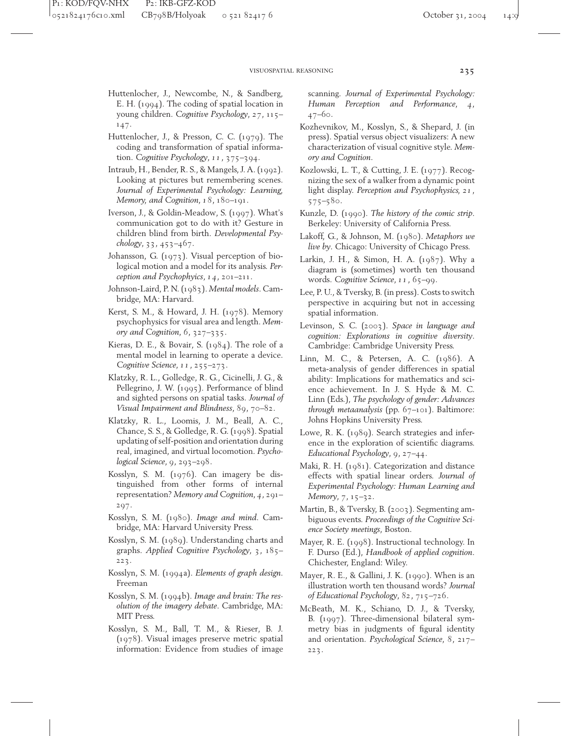Huttenlocher, J., Newcombe, N., & Sandberg, E. H. (1994). The coding of spatial location in young children. *Cognitive Psychology*, *27*, 115–147.

Huttenlocher, J., & Presson, C. C. (1979). The coding and transformation of spatial information. *Cognitive Psychology*, *11*, 375–394.

Intraub, H., Bender, R. S., & Mangels, J. A. (1992). Looking at pictures but remembering scenes. *Journal of Experimental Psychology: Learning, Memory, and Cognition*, *18*, 180–191.

Iverson, J., & Goldin-Meadow, S. (1997). What's communication got to do with it? Gesture in children blind from birth. *Developmental Psychology*, *33*, 453–467.

Johansson, G. (1973). Visual perception of biological motion and a model for its analysis. *Perception and Psychophysics*, *14*, 201–211.

Johnson-Laird, P. N. (1983). *Mental models*. Cambridge, MA: Harvard.

Kerst, S. M., & Howard, J. H. (1978). Memory psychophysics for visual area and length. *Memory and Cognition*, *6*, 327–335.

Kieras, D. E., & Bovair, S. (1984). The role of a mental model in learning to operate a device. *Cognitive Science*, *11*, 255–273.

Klatzky, R. L., Golledge, R. G., Cicinelli, J. G., & Pellegrino, J. W. (1995). Performance of blind and sighted persons on spatial tasks. *Journal of Visual Impairment and Blindness*, *89*, 70–82.

Klatzky, R. L., Loomis, J. M., Beall, A. C., Chance, S. S., & Golledge, R. G. (1998). Spatial updating of self-position and orientation during real, imagined, and virtual locomotion. *Psychological Science*, *9*, 293–298.

Kosslyn, S. M. (1976). Can imagery be distinguished from other forms of internal representation? *Memory and Cognition*, *4*, 291–297.

Kosslyn, S. M. (1980). *Image and mind*. Cambridge, MA: Harvard University Press.

Kosslyn, S. M. (1989). Understanding charts and graphs. *Applied Cognitive Psychology*, *3*, 185–223.

Kosslyn, S. M. (1994a). *Elements of graph design*. Freeman

Kosslyn, S. M. (1994b). *Image and brain: The resolution of the imagery debate*. Cambridge, MA: MIT Press.

Kosslyn, S. M., Ball, T. M., & Rieser, B. J. (1978). Visual images preserve metric spatial information: Evidence from studies of image scanning. *Journal of Experimental Psychology: Human Perception and Performance*, *4*, 47–60.

Kozhevnikov, M., Kosslyn, S., & Shepard, J. (in press). Spatial versus object visualizers: A new characterization of visual cognitive style. *Memory and Cognition*.

Kozlowski, L. T., & Cutting, J. E. (1977). Recognizing the sex of a walker from a dynamic point light display. *Perception and Psychophysics*, *21*, 575–580.

Kunzle, D. (1990). *The history of the comic strip*. Berkeley: University of California Press.

Lakoff, G., & Johnson, M. (1980). *Metaphors we live by*. Chicago: University of Chicago Press.

Larkin, J. H., & Simon, H. A. (1987). Why a diagram is (sometimes) worth ten thousand words. *Cognitive Science*, *11*, 65–99.

Lee, P. U., & Tversky, B. (in press). Costs to switch perspective in acquiring but not in accessing spatial information.

Levinson, S. C. (2003). *Space in language and cognition: Explorations in cognitive diversity*. Cambridge: Cambridge University Press.

Linn, M. C., & Petersen, A. C. (1986). A meta-analysis of gender differences in spatial ability: Implications for mathematics and science achievement. In J. S. Hyde & M. C. Linn (Eds.), *The psychology of gender: Advances through metaanalysis* (pp. 67–101). Baltimore: Johns Hopkins University Press.

Lowe, R. K. (1989). Search strategies and inference in the exploration of scientific diagrams. *Educational Psychology*, *9*, 27–44.

Maki, R. H. (1981). Categorization and distance effects with spatial linear orders. *Journal of Experimental Psychology: Human Learning and Memory*, *7*, 15–32.

Martin, B., & Tversky, B. (2003). Segmenting ambiguous events. *Proceedings of the Cognitive Science Society meetings*, Boston.

Mayer, R. E. (1998). Instructional technology. In F. Durso (Ed.), *Handbook of applied cognition*. Chichester, England: Wiley.

Mayer, R. E., & Gallini, J. K. (1990). When is an illustration worth ten thousand words? *Journal of Educational Psychology*, *82*, 715–726.

McBeath, M. K., Schiano, D. J., & Tversky, B. (1997). Three-dimensional bilateral symmetry bias in judgments of figural identity and orientation. *Psychological Science*, *8*, 217–223.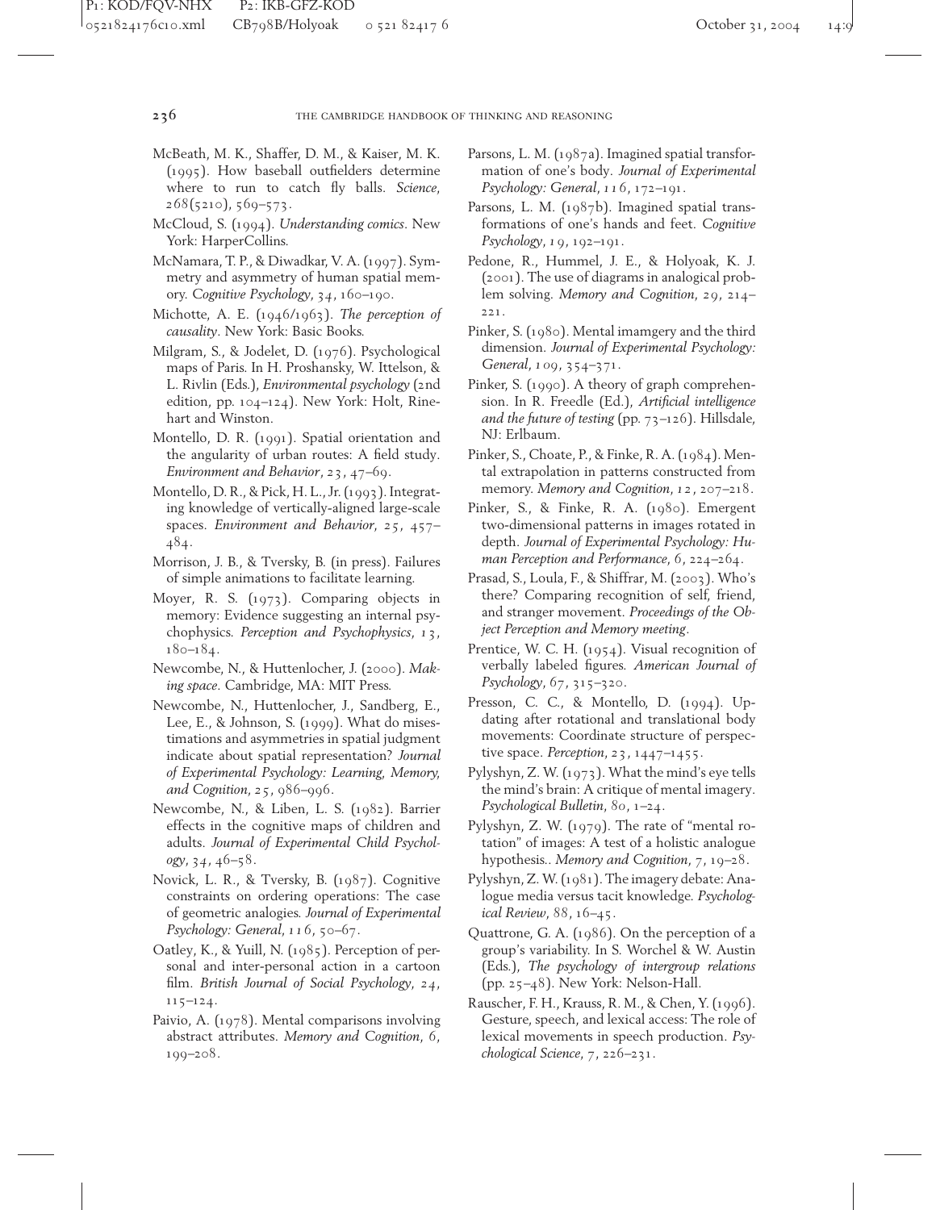McBeath, M. K., Shaffer, D. M., & Kaiser, M. K. (1995). How baseball outfielders determine where to run to catch fly balls. *Science*, *268*(5210), 569–573.

McCloud, S. (1994). *Understanding comics*. New York: HarperCollins.

McNamara, T. P., & Diwadkar, V. A. (1997). Symmetry and asymmetry of human spatial memory. *Cognitive Psychology*, *34*, 160–190.

Michotte, A. E. (1946/1963). *The perception of causality*. New York: Basic Books.

Milgram, S., & Jodelet, D. (1976). Psychological maps of Paris. In H. Proshansky, W. Ittelson, & L. Rivlin (Eds.), *Environmental psychology* (2nd edition, pp. 104–124). New York: Holt, Rinehart and Winston.

Montello, D. R. (1991). Spatial orientation and the angularity of urban routes: A field study. *Environment and Behavior*, *23*, 47–69.

Montello, D. R., & Pick, H. L., Jr. (1993). Integrating knowledge of vertically-aligned large-scale spaces. *Environment and Behavior*, *25*, 457–484.

Morrison, J. B., & Tversky, B. (in press). Failures of simple animations to facilitate learning.

Moyer, R. S. (1973). Comparing objects in memory: Evidence suggesting an internal psychophysics. *Perception and Psychophysics*, *13*, 180–184.

Newcombe, N., & Huttenlocher, J. (2000). *Making space*. Cambridge, MA: MIT Press.

Newcombe, N., Huttenlocher, J., Sandberg, E., Lee, E., & Johnson, S. (1999). What do misestimations and asymmetries in spatial judgment indicate about spatial representation? *Journal of Experimental Psychology: Learning, Memory, and Cognition*, *25*, 986–996.

Newcombe, N., & Liben, L. S. (1982). Barrier effects in the cognitive maps of children and adults. *Journal of Experimental Child Psychology*, *34*, 46–58.

Novick, L. R., & Tversky, B. (1987). Cognitive constraints on ordering operations: The case of geometric analogies. *Journal of Experimental Psychology: General*, *116*, 50–67.

Oatley, K., & Yuill, N. (1985). Perception of personal and inter-personal action in a cartoon film. *British Journal of Social Psychology*, *24*, 115–124.

Paivio, A. (1978). Mental comparisons involving abstract attributes. *Memory and Cognition*, *6*, 199–208.

Parsons, L. M. (1987a). Imagined spatial transformation of one's body. *Journal of Experimental Psychology: General*, *116*, 172–191.

Parsons, L. M. (1987b). Imagined spatial transformations of one's hands and feet. *Cognitive Psychology*, *19*, 192–191.

Pedone, R., Hummel, J. E., & Holyoak, K. J. (2001). The use of diagrams in analogical problem solving. *Memory and Cognition*, *29*, 214–221.

Pinker, S. (1980). Mental imamgery and the third dimension. *Journal of Experimental Psychology: General*, *109*, 354–371.

Pinker, S. (1990). A theory of graph comprehension. In R. Freedle (Ed.), *Artificial intelligence and the future of testing* (pp. 73–126). Hillsdale, NJ: Erlbaum.

Pinker, S., Choate, P., & Finke, R. A. (1984). Mental extrapolation in patterns constructed from memory. *Memory and Cognition*, *12*, 207–218.

Pinker, S., & Finke, R. A. (1980). Emergent two-dimensional patterns in images rotated in depth. *Journal of Experimental Psychology: Human Perception and Performance*, *6*, 224–264.

Prasad, S., Loula, F., & Shiffrar, M. (2003). Who's there? Comparing recognition of self, friend, and stranger movement. *Proceedings of the Object Perception and Memory meeting*.

Prentice, W. C. H. (1954). Visual recognition of verbally labeled figures. *American Journal of Psychology*, *67*, 315–320.

Presson, C. C., & Montello, D. (1994). Updating after rotational and translational body movements: Coordinate structure of perspective space. *Perception*, *23*, 1447–1455.

Pylyshyn, Z. W. (1973). What the mind's eye tells the mind's brain: A critique of mental imagery. *Psychological Bulletin*, *80*, 1–24.

Pylyshyn, Z. W. (1979). The rate of "mental rotation" of images: A test of a holistic analogue hypothesis.. *Memory and Cognition*, *7*, 19–28.

Pylyshyn, Z. W. (1981). The imagery debate: Analogue media versus tacit knowledge. *Psychological Review*, *88*, 16–45.

Quattrone, G. A. (1986). On the perception of a group's variability. In S. Worchel & W. Austin (Eds.), *The psychology of intergroup relations* (pp. 25–48). New York: Nelson-Hall.

Rauscher, F. H., Krauss, R. M., & Chen, Y. (1996). Gesture, speech, and lexical access: The role of lexical movements in speech production. *Psychological Science*, *7*, 226–231.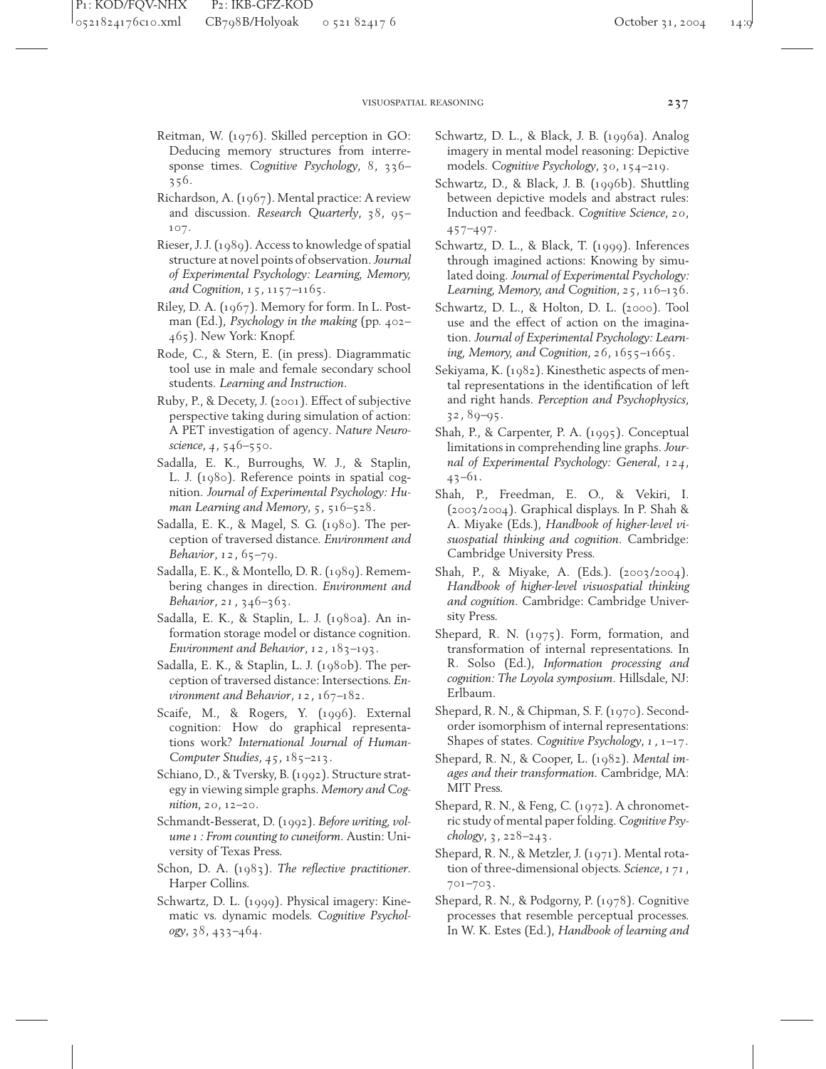Reitman, W. (1976). Skilled perception in GO: Deducing memory structures from interresponse times. *Cognitive Psychology*, *8*, 336–356.

Richardson, A. (1967). Mental practice: A review and discussion. *Research Quarterly*, *38*, 95–107.

Rieser, J. J. (1989). Access to knowledge of spatial structure at novel points of observation. *Journal of Experimental Psychology: Learning, Memory, and Cognition*, *15*, 1157–1165.

Riley, D. A. (1967). Memory for form. In L. Postman (Ed.), *Psychology in the making* (pp. 402–465). New York: Knopf.

Rode, C., & Stern, E. (in press). Diagrammatic tool use in male and female secondary school students. *Learning and Instruction*.

Ruby, P., & Decety, J. (2001). Effect of subjective perspective taking during simulation of action: A PET investigation of agency. *Nature Neuroscience*, *4*, 546–550.

Sadalla, E. K., Burroughs, W. J., & Staplin, L. J. (1980). Reference points in spatial cognition. *Journal of Experimental Psychology: Human Learning and Memory*, *5*, 516–528.

Sadalla, E. K., & Magel, S. G. (1980). The perception of traversed distance. *Environment and Behavior*, *12*, 65–79.

Sadalla, E. K., & Montello, D. R. (1989). Remembering changes in direction. *Environment and Behavior*, *21*, 346–363.

Sadalla, E. K., & Staplin, L. J. (1980a). An information storage model or distance cognition. *Environment and Behavior*, *12*, 183–193.

Sadalla, E. K., & Staplin, L. J. (1980b). The perception of traversed distance: Intersections. *Environment and Behavior*, *12*, 167–182.

Scaife, M., & Rogers, Y. (1996). External cognition: How do graphical representations work? *International Journal of Human-Computer Studies*, *45*, 185–213.

Schiano, D., & Tversky, B. (1992). Structure strategy in viewing simple graphs. *Memory and Cognition*, *20*, 12–20.

Schmandt-Besserat, D. (1992). *Before writing, volume 1: From counting to cuneiform*. Austin: University of Texas Press.

Schon, D. A. (1983). *The reflective practitioner*. Harper Collins.

Schwartz, D. L. (1999). Physical imagery: Kinematic vs. dynamic models. *Cognitive Psychology*, *38*, 433–464.

Schwartz, D. L., & Black, J. B. (1996a). Analog imagery in mental model reasoning: Depictive models. *Cognitive Psychology*, *30*, 154–219.

Schwartz, D., & Black, J. B. (1996b). Shuttling between depictive models and abstract rules: Induction and feedback. *Cognitive Science*, *20*, 457–497.

Schwartz, D. L., & Black, T. (1999). Inferences through imagined actions: Knowing by simulated doing. *Journal of Experimental Psychology: Learning, Memory, and Cognition*, *25*, 116–136.

Schwartz, D. L., & Holton, D. L. (2000). Tool use and the effect of action on the imagination. *Journal of Experimental Psychology: Learning, Memory, and Cognition*, *26*, 1655–1665.

Sekiyama, K. (1982). Kinesthetic aspects of mental representations in the identification of left and right hands. *Perception and Psychophysics*, *32*, 89–95.

Shah, P., & Carpenter, P. A. (1995). Conceptual limitations in comprehending line graphs. *Journal of Experimental Psychology: General*, *124*, 43–61.

Shah, P., Freedman, E. O., & Vekiri, I. (2003/2004). Graphical displays. In P. Shah & A. Miyake (Eds.), *Handbook of higher-level visuospatial thinking and cognition*. Cambridge: Cambridge University Press.

Shah, P., & Miyake, A. (Eds.). (2003/2004). *Handbook of higher-level visuospatial thinking and cognition*. Cambridge: Cambridge University Press.

Shepard, R. N. (1975). Form, formation, and transformation of internal representations. In R. Solso (Ed.), *Information processing and cognition: The Loyola symposium*. Hillsdale, NJ: Erlbaum.

Shepard, R. N., & Chipman, S. F. (1970). Second-order isomorphism of internal representations: Shapes of states. *Cognitive Psychology*, *1*, 1–17.

Shepard, R. N., & Cooper, L. (1982). *Mental images and their transformation*. Cambridge, MA: MIT Press.

Shepard, R. N., & Feng, C. (1972). A chronometric study of mental paper folding. *Cognitive Psychology*, *3*, 228–243.

Shepard, R. N., & Metzler, J. (1971). Mental rotation of three-dimensional objects. *Science*, *171*, 701–703.

Shepard, R. N., & Podgorny, P. (1978). Cognitive processes that resemble perceptual processes. In W. K. Estes (Ed.), *Handbook of learning and*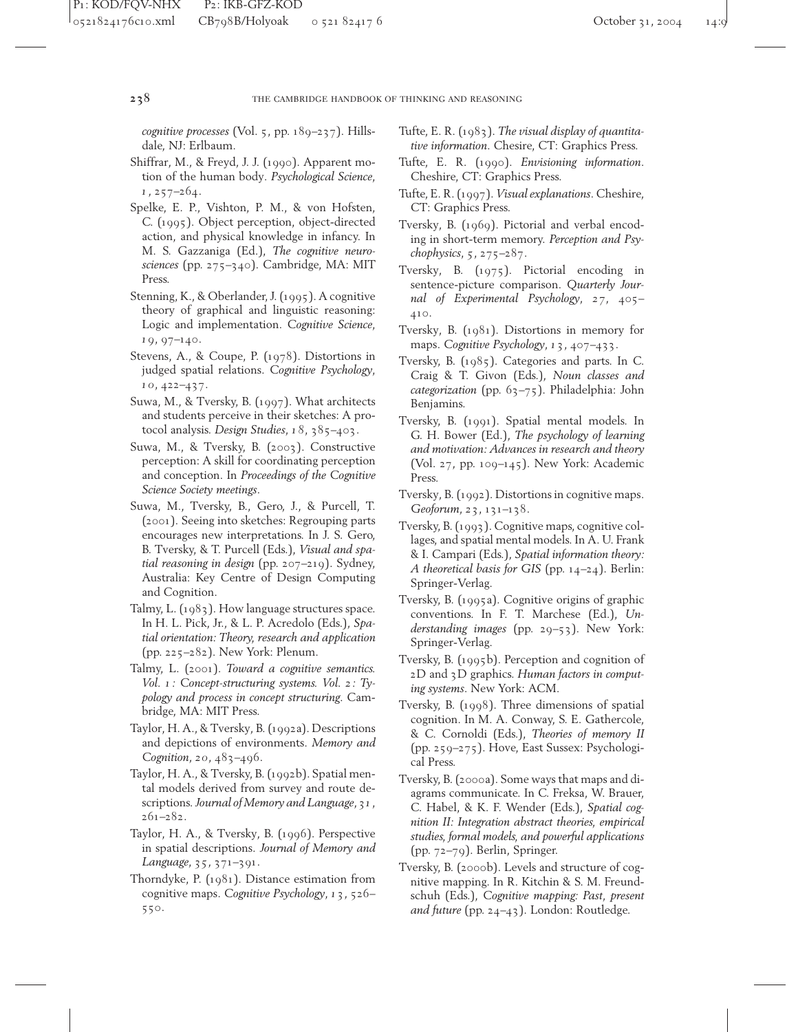*cognitive processes* (Vol. 5, pp. 189–237). Hillsdale, NJ: Erlbaum.

Shiffrar, M., & Freyd, J. J. (1990). Apparent motion of the human body. *Psychological Science*, *1*, 257–264.

Spelke, E. P., Vishton, P. M., & von Hofsten, C. (1995). Object perception, object-directed action, and physical knowledge in infancy. In M. S. Gazzaniga (Ed.), *The cognitive neurosciences* (pp. 275–340). Cambridge, MA: MIT Press.

Stenning, K., & Oberlander, J. (1995). A cognitive theory of graphical and linguistic reasoning: Logic and implementation. *Cognitive Science*, *19*, 97–140.

Stevens, A., & Coupe, P. (1978). Distortions in judged spatial relations. *Cognitive Psychology*, *10*, 422–437.

Suwa, M., & Tversky, B. (1997). What architects and students perceive in their sketches: A protocol analysis. *Design Studies*, *18*, 385–403.

Suwa, M., & Tversky, B. (2003). Constructive perception: A skill for coordinating perception and conception. In *Proceedings of the Cognitive Science Society meetings*.

Suwa, M., Tversky, B., Gero, J., & Purcell, T. (2001). Seeing into sketches: Regrouping parts encourages new interpretations. In J. S. Gero, B. Tversky, & T. Purcell (Eds.), *Visual and spatial reasoning in design* (pp. 207–219). Sydney, Australia: Key Centre of Design Computing and Cognition.

Talmy, L. (1983). How language structures space. In H. L. Pick, Jr., & L. P. Acredolo (Eds.), *Spatial orientation: Theory, research and application* (pp. 225–282). New York: Plenum.

Talmy, L. (2001). *Toward a cognitive semantics. Vol. 1: Concept-structuring systems. Vol. 2: Typology and process in concept structuring*. Cambridge, MA: MIT Press.

Taylor, H. A., & Tversky, B. (1992a). Descriptions and depictions of environments. *Memory and Cognition*, *20*, 483–496.

Taylor, H. A., & Tversky, B. (1992b). Spatial mental models derived from survey and route descriptions. *Journal of Memory and Language*, *31*, 261–282.

Taylor, H. A., & Tversky, B. (1996). Perspective in spatial descriptions. *Journal of Memory and Language*, *35*, 371–391.

Thorndyke, P. (1981). Distance estimation from cognitive maps. *Cognitive Psychology*, *13*, 526–550.

Tufte, E. R. (1983). *The visual display of quantitative information*. Chesire, CT: Graphics Press.

Tufte, E. R. (1990). *Envisioning information*. Cheshire, CT: Graphics Press.

Tufte, E. R. (1997). *Visual explanations*. Cheshire, CT: Graphics Press.

Tversky, B. (1969). Pictorial and verbal encoding in short-term memory. *Perception and Psychophysics*, *5*, 275–287.

Tversky, B. (1975). Pictorial encoding in sentence-picture comparison. *Quarterly Journal of Experimental Psychology*, *27*, 405–410.

Tversky, B. (1981). Distortions in memory for maps. *Cognitive Psychology*, *13*, 407–433.

Tversky, B. (1985). Categories and parts. In C. Craig & T. Givon (Eds.), *Noun classes and categorization* (pp. 63–75). Philadelphia: John Benjamins.

Tversky, B. (1991). Spatial mental models. In G. H. Bower (Ed.), *The psychology of learning and motivation: Advances in research and theory* (Vol. 27, pp. 109–145). New York: Academic Press.

Tversky, B. (1992). Distortions in cognitive maps. *Geoforum*, *23*, 131–138.

Tversky, B. (1993). Cognitive maps, cognitive collages, and spatial mental models. In A. U. Frank & I. Campari (Eds.), *Spatial information theory: A theoretical basis for GIS* (pp. 14–24). Berlin: Springer-Verlag.

Tversky, B. (1995a). Cognitive origins of graphic conventions. In F. T. Marchese (Ed.), *Understanding images* (pp. 29–53). New York: Springer-Verlag.

Tversky, B. (1995b). Perception and cognition of 2D and 3D graphics. *Human factors in computing systems*. New York: ACM.

Tversky, B. (1998). Three dimensions of spatial cognition. In M. A. Conway, S. E. Gathercole, & C. Cornoldi (Eds.), *Theories of memory II* (pp. 259–275). Hove, East Sussex: Psychological Press.

Tversky, B. (2000a). Some ways that maps and diagrams communicate. In C. Freksa, W. Brauer, C. Habel, & K. F. Wender (Eds.), *Spatial cognition II: Integration abstract theories, empirical studies, formal models, and powerful applications* (pp. 72–79). Berlin, Springer.

Tversky, B. (2000b). Levels and structure of cognitive mapping. In R. Kitchin & S. M. Freundschuh (Eds.), *Cognitive mapping: Past, present and future* (pp. 24–43). London: Routledge.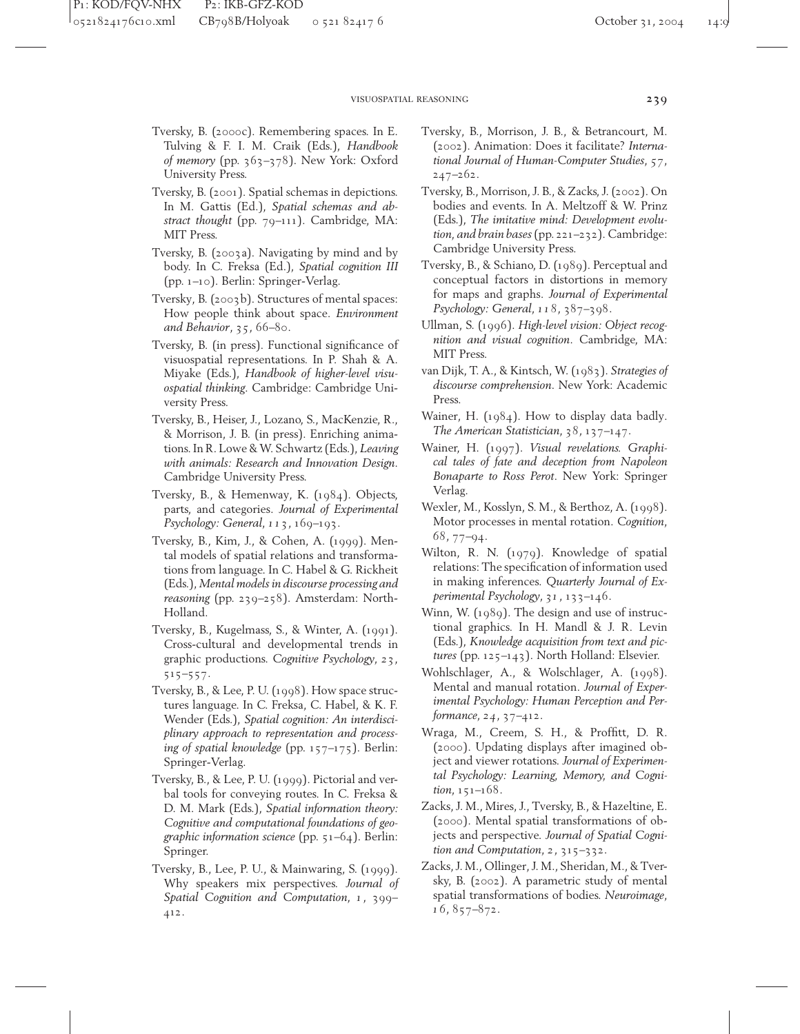Tversky, B. (2000c). Remembering spaces. In E. Tulving & F. I. M. Craik (Eds.), *Handbook of memory* (pp. 363–378). New York: Oxford University Press.

Tversky, B. (2001). Spatial schemas in depictions. In M. Gattis (Ed.), *Spatial schemas and abstract thought* (pp. 79–111). Cambridge, MA: MIT Press.

Tversky, B. (2003a). Navigating by mind and by body. In C. Freksa (Ed.), *Spatial cognition III* (pp. 1–10). Berlin: Springer-Verlag.

Tversky, B. (2003b). Structures of mental spaces: How people think about space. *Environment and Behavior*, 35, 66–80.

Tversky, B. (in press). Functional significance of visuospatial representations. In P. Shah & A. Miyake (Eds.), *Handbook of higher-level visuospatial thinking*. Cambridge: Cambridge University Press.

Tversky, B., Heiser, J., Lozano, S., MacKenzie, R., & Morrison, J. B. (in press). Enriching animations. In R. Lowe & W. Schwartz (Eds.), *Leaving with animals: Research and Innovation Design*. Cambridge University Press.

Tversky, B., & Hemenway, K. (1984). Objects, parts, and categories. *Journal of Experimental Psychology: General*, 113, 169–193.

Tversky, B., Kim, J., & Cohen, A. (1999). Mental models of spatial relations and transformations from language. In C. Habel & G. Rickheit (Eds.), *Mental models in discourse processing and reasoning* (pp. 239–258). Amsterdam: North-Holland.

Tversky, B., Kugelmass, S., & Winter, A. (1991). Cross-cultural and developmental trends in graphic productions. *Cognitive Psychology*, 23, 515–557.

Tversky, B., & Lee, P. U. (1998). How space structures language. In C. Freksa, C. Habel, & K. F. Wender (Eds.), *Spatial cognition: An interdisciplinary approach to representation and processing of spatial knowledge* (pp. 157–175). Berlin: Springer-Verlag.

Tversky, B., & Lee, P. U. (1999). Pictorial and verbal tools for conveying routes. In C. Freksa & D. M. Mark (Eds.), *Spatial information theory: Cognitive and computational foundations of geographic information science* (pp. 51–64). Berlin: Springer.

Tversky, B., Lee, P. U., & Mainwaring, S. (1999). Why speakers mix perspectives. *Journal of Spatial Cognition and Computation*, 1, 399–412.

Tversky, B., Morrison, J. B., & Betrancourt, M. (2002). Animation: Does it facilitate? *International Journal of Human-Computer Studies*, 57, 247–262.

Tversky, B., Morrison, J. B., & Zacks, J. (2002). On bodies and events. In A. Meltzoff & W. Prinz (Eds.), *The imitative mind: Development evolution, and brain bases* (pp. 221–232). Cambridge: Cambridge University Press.

Tversky, B., & Schiano, D. (1989). Perceptual and conceptual factors in distortions in memory for maps and graphs. *Journal of Experimental Psychology: General*, 118, 387–398.

Ullman, S. (1996). *High-level vision: Object recognition and visual cognition*. Cambridge, MA: MIT Press.

van Dijk, T. A., & Kintsch, W. (1983). *Strategies of discourse comprehension*. New York: Academic Press.

Wainer, H. (1984). How to display data badly. *The American Statistician*, 38, 137–147.

Wainer, H. (1997). *Visual revelations. Graphical tales of fate and deception from Napoleon Bonaparte to Ross Perot*. New York: Springer Verlag.

Wexler, M., Kosslyn, S. M., & Berthoz, A. (1998). Motor processes in mental rotation. *Cognition*, 68, 77–94.

Wilton, R. N. (1979). Knowledge of spatial relations: The specification of information used in making inferences. *Quarterly Journal of Experimental Psychology*, 31, 133–146.

Winn, W. (1989). The design and use of instructional graphics. In H. Mandl & J. R. Levin (Eds.), *Knowledge acquisition from text and pictures* (pp. 125–143). North Holland: Elsevier.

Wohlschlager, A., & Wohlschlager, A. (1998). Mental and manual rotation. *Journal of Experimental Psychology: Human Perception and Performance*, 24, 37–412.

Wraga, M., Creem, S. H., & Proffitt, D. R. (2000). Updating displays after imagined object and viewer rotations. *Journal of Experimental Psychology: Learning, Memory, and Cognition*, 151–168.

Zacks, J. M., Mires, J., Tversky, B., & Hazeltine, E. (2000). Mental spatial transformations of objects and perspective. *Journal of Spatial Cognition and Computation*, 2, 315–332.

Zacks, J. M., Ollinger, J. M., Sheridan, M., & Tversky, B. (2002). A parametric study of mental spatial transformations of bodies. *Neuroimage*, 16, 857–872.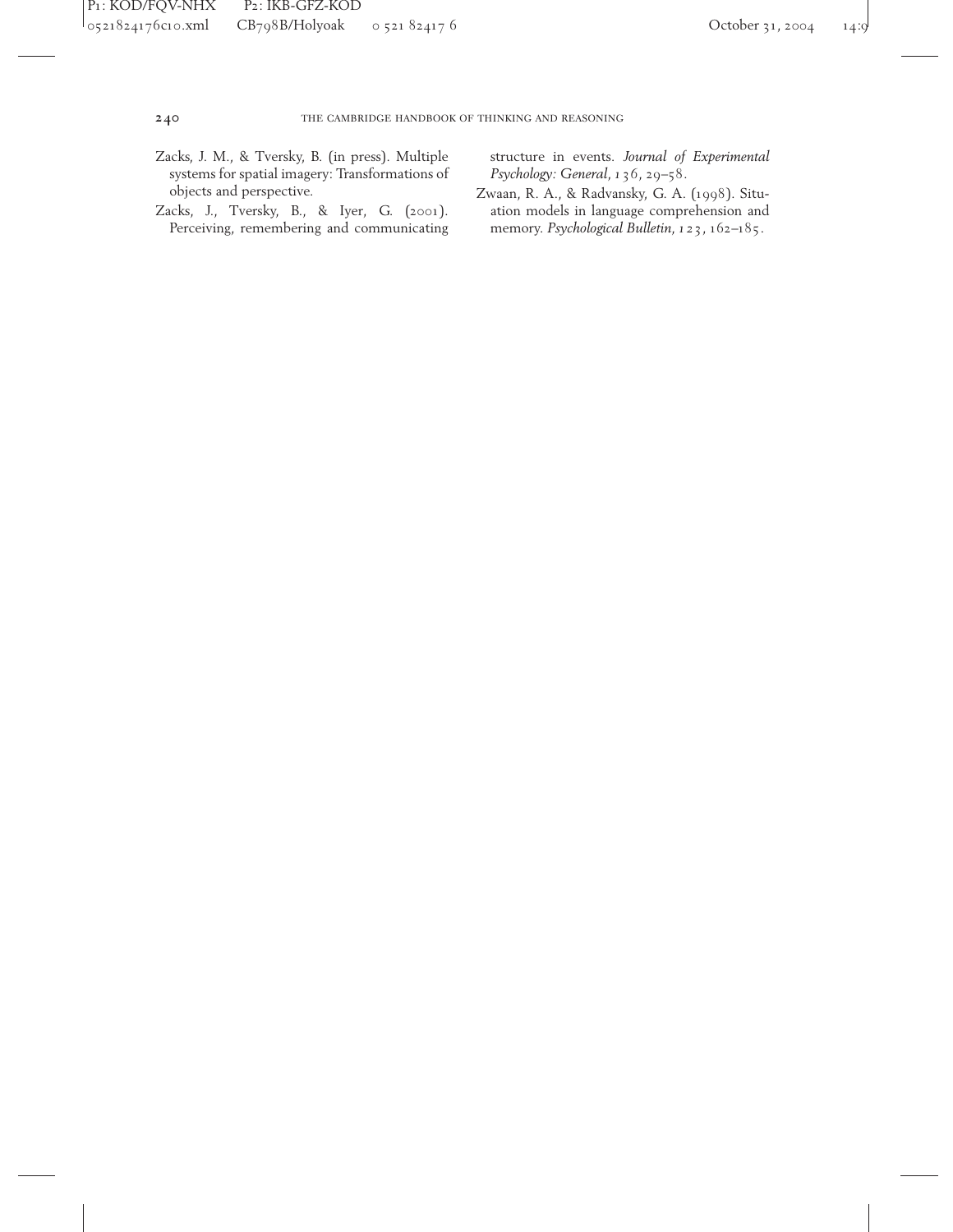Zacks, J. M., & Tversky, B. (in press). Multiple systems for spatial imagery: Transformations of objects and perspective.

Zacks, J., Tversky, B., & Iyer, G. (2001). Perceiving, remembering and communicating structure in events. *Journal of Experimental Psychology: General*, *136*, 29–58.

Zwaan, R. A., & Radvansky, G. A. (1998). Situation models in language comprehension and memory. *Psychological Bulletin*, *123*, 162–185.